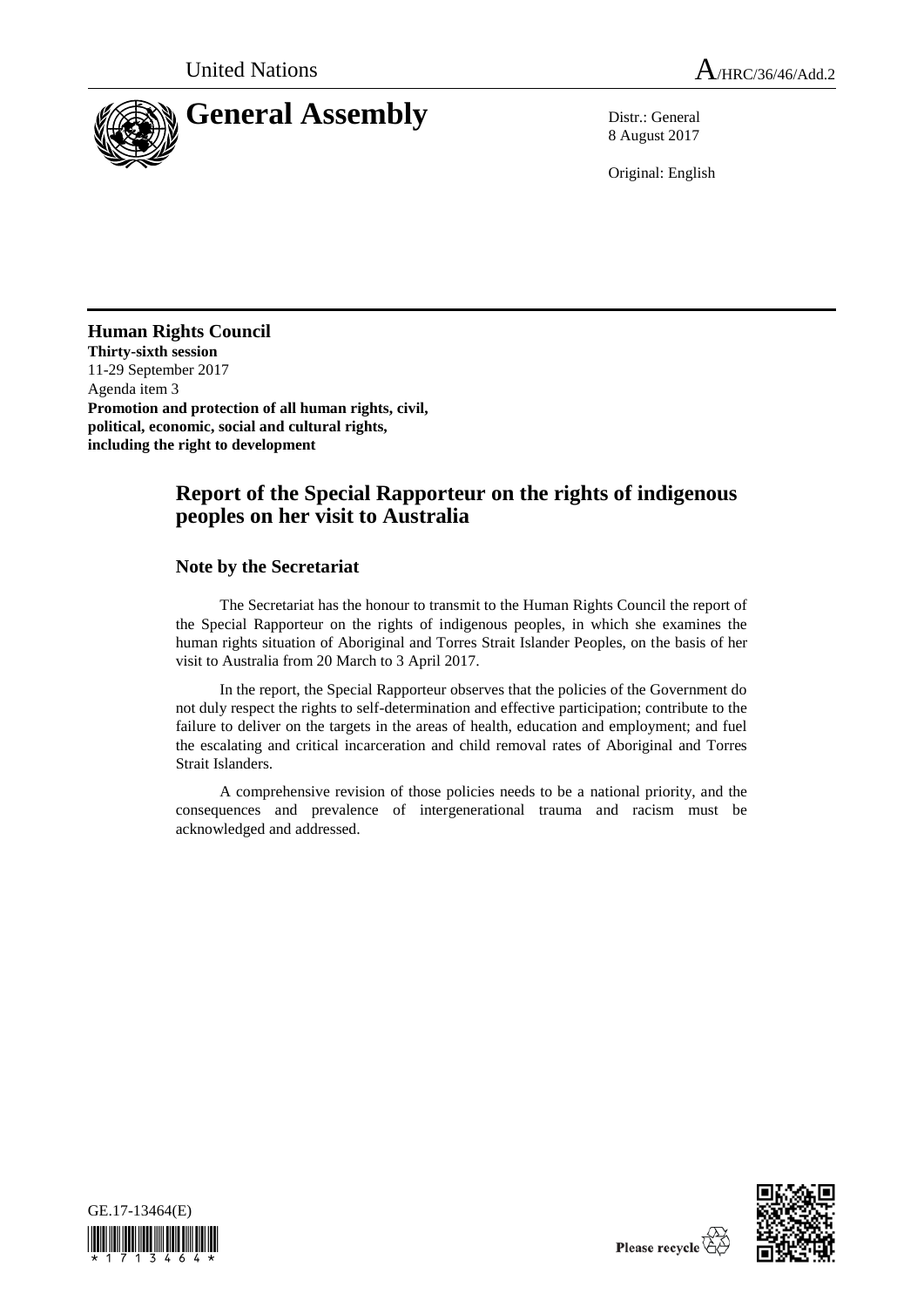United Nations

A/HRC/36/46/Add.2

# General Assembly

Distr.: General
8 August 2017

Original: English

**Human Rights Council**
**Thirty-sixth session**
11-29 September 2017
Agenda item 3
**Promotion and protection of all human rights, civil, political, economic, social and cultural rights, including the right to development**

## Report of the Special Rapporteur on the rights of indigenous peoples on her visit to Australia

### Note by the Secretariat

The Secretariat has the honour to transmit to the Human Rights Council the report of the Special Rapporteur on the rights of indigenous peoples, in which she examines the human rights situation of Aboriginal and Torres Strait Islander Peoples, on the basis of her visit to Australia from 20 March to 3 April 2017.

In the report, the Special Rapporteur observes that the policies of the Government do not duly respect the rights to self-determination and effective participation; contribute to the failure to deliver on the targets in the areas of health, education and employment; and fuel the escalating and critical incarceration and child removal rates of Aboriginal and Torres Strait Islanders.

A comprehensive revision of those policies needs to be a national priority, and the consequences and prevalence of intergenerational trauma and racism must be acknowledged and addressed.

GE.17-13464(E)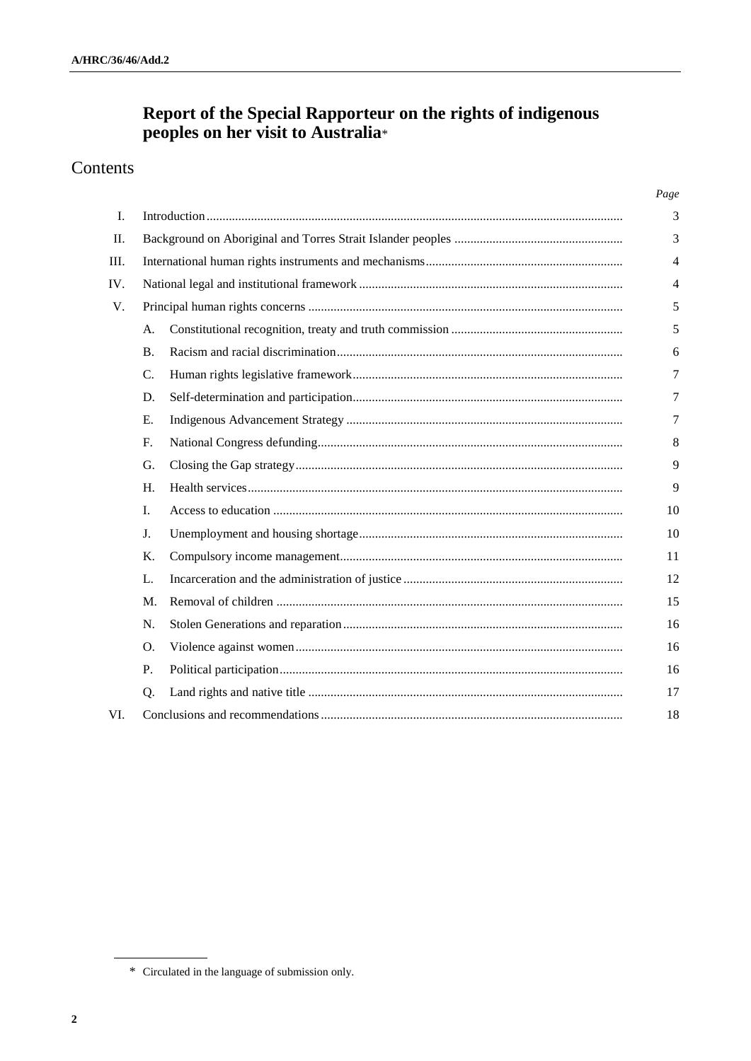# Report of the Special Rapporteur on the rights of indigenous peoples on her visit to Australia*

## Contents

| | | | Page |
|---|---|---|---|
| I. | | Introduction | 3 |
| II. | | Background on Aboriginal and Torres Strait Islander peoples | 3 |
| III. | | International human rights instruments and mechanisms | 4 |
| IV. | | National legal and institutional framework | 4 |
| V. | | Principal human rights concerns | 5 |
| | A. | Constitutional recognition, treaty and truth commission | 5 |
| | B. | Racism and racial discrimination | 6 |
| | C. | Human rights legislative framework | 7 |
| | D. | Self-determination and participation | 7 |
| | E. | Indigenous Advancement Strategy | 7 |
| | F. | National Congress defunding | 8 |
| | G. | Closing the Gap strategy | 9 |
| | H. | Health services | 9 |
| | I. | Access to education | 10 |
| | J. | Unemployment and housing shortage | 10 |
| | K. | Compulsory income management | 11 |
| | L. | Incarceration and the administration of justice | 12 |
| | M. | Removal of children | 15 |
| | N. | Stolen Generations and reparation | 16 |
| | O. | Violence against women | 16 |
| | P. | Political participation | 16 |
| | Q. | Land rights and native title | 17 |
| VI. | | Conclusions and recommendations | 18 |

\* Circulated in the language of submission only.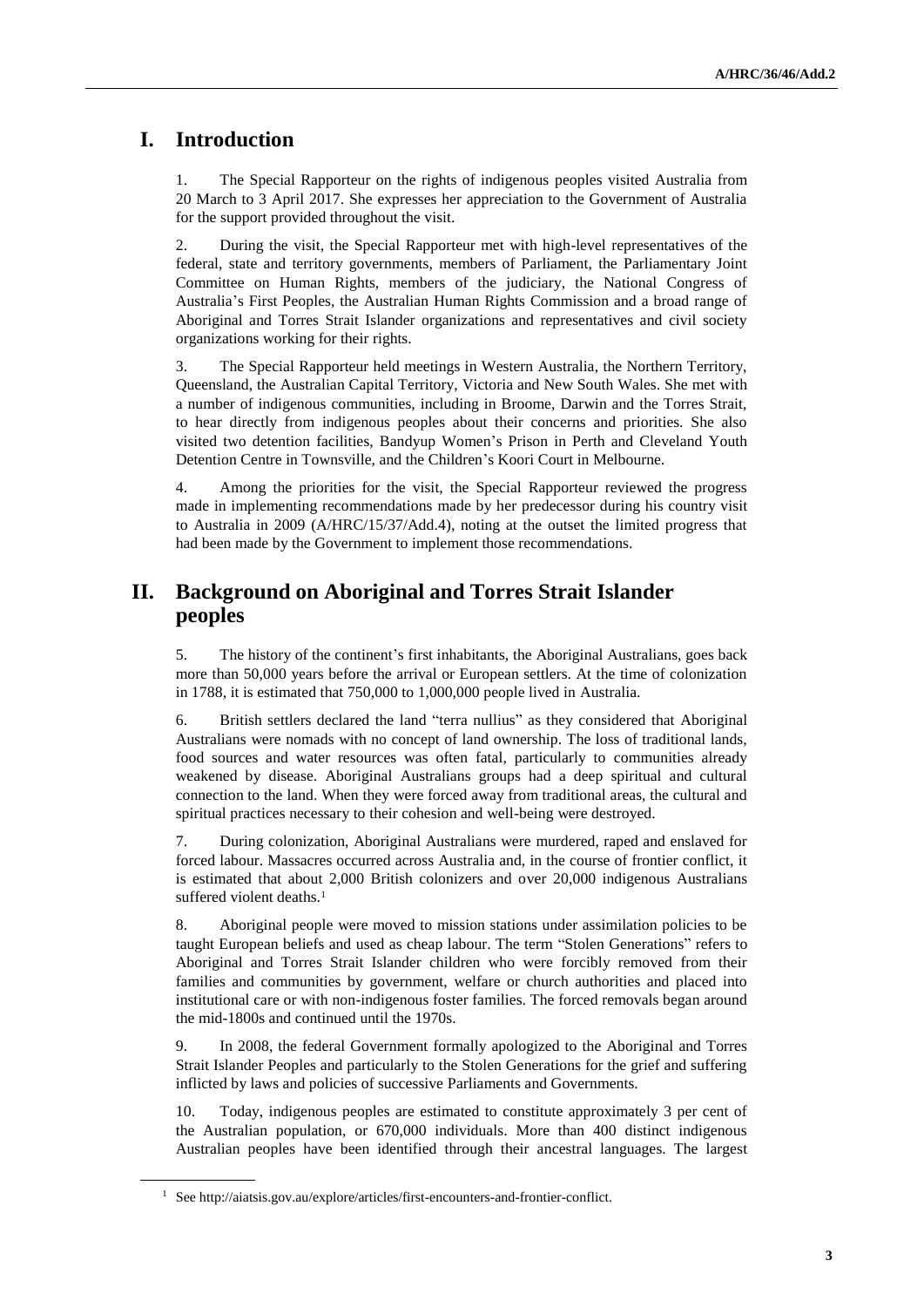# I. Introduction

1. The Special Rapporteur on the rights of indigenous peoples visited Australia from 20 March to 3 April 2017. She expresses her appreciation to the Government of Australia for the support provided throughout the visit.

2. During the visit, the Special Rapporteur met with high-level representatives of the federal, state and territory governments, members of Parliament, the Parliamentary Joint Committee on Human Rights, members of the judiciary, the National Congress of Australia's First Peoples, the Australian Human Rights Commission and a broad range of Aboriginal and Torres Strait Islander organizations and representatives and civil society organizations working for their rights.

3. The Special Rapporteur held meetings in Western Australia, the Northern Territory, Queensland, the Australian Capital Territory, Victoria and New South Wales. She met with a number of indigenous communities, including in Broome, Darwin and the Torres Strait, to hear directly from indigenous peoples about their concerns and priorities. She also visited two detention facilities, Bandyup Women's Prison in Perth and Cleveland Youth Detention Centre in Townsville, and the Children's Koori Court in Melbourne.

4. Among the priorities for the visit, the Special Rapporteur reviewed the progress made in implementing recommendations made by her predecessor during his country visit to Australia in 2009 (A/HRC/15/37/Add.4), noting at the outset the limited progress that had been made by the Government to implement those recommendations.

# II. Background on Aboriginal and Torres Strait Islander peoples

5. The history of the continent's first inhabitants, the Aboriginal Australians, goes back more than 50,000 years before the arrival or European settlers. At the time of colonization in 1788, it is estimated that 750,000 to 1,000,000 people lived in Australia.

6. British settlers declared the land "terra nullius" as they considered that Aboriginal Australians were nomads with no concept of land ownership. The loss of traditional lands, food sources and water resources was often fatal, particularly to communities already weakened by disease. Aboriginal Australians groups had a deep spiritual and cultural connection to the land. When they were forced away from traditional areas, the cultural and spiritual practices necessary to their cohesion and well-being were destroyed.

7. During colonization, Aboriginal Australians were murdered, raped and enslaved for forced labour. Massacres occurred across Australia and, in the course of frontier conflict, it is estimated that about 2,000 British colonizers and over 20,000 indigenous Australians suffered violent deaths.[1]

8. Aboriginal people were moved to mission stations under assimilation policies to be taught European beliefs and used as cheap labour. The term "Stolen Generations" refers to Aboriginal and Torres Strait Islander children who were forcibly removed from their families and communities by government, welfare or church authorities and placed into institutional care or with non-indigenous foster families. The forced removals began around the mid-1800s and continued until the 1970s.

9. In 2008, the federal Government formally apologized to the Aboriginal and Torres Strait Islander Peoples and particularly to the Stolen Generations for the grief and suffering inflicted by laws and policies of successive Parliaments and Governments.

10. Today, indigenous peoples are estimated to constitute approximately 3 per cent of the Australian population, or 670,000 individuals. More than 400 distinct indigenous Australian peoples have been identified through their ancestral languages. The largest

[1] See http://aiatsis.gov.au/explore/articles/first-encounters-and-frontier-conflict.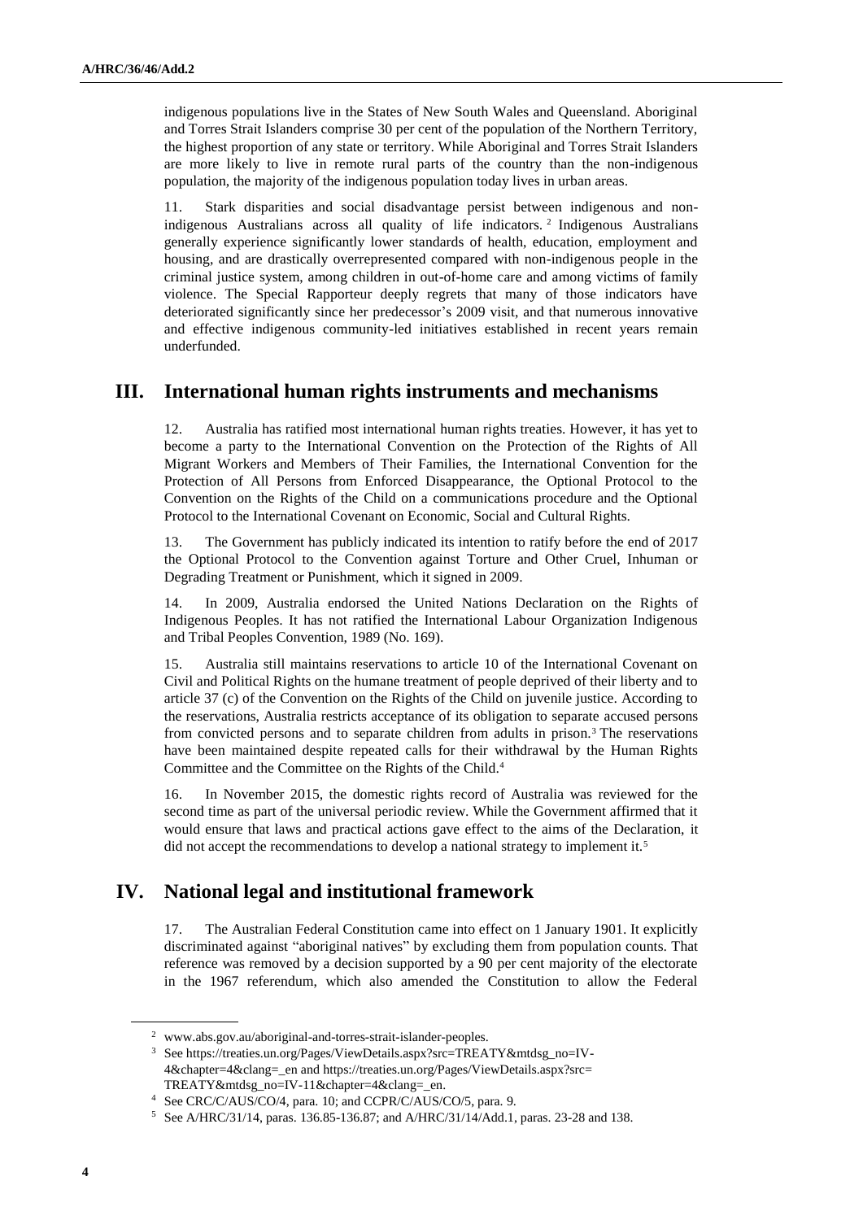indigenous populations live in the States of New South Wales and Queensland. Aboriginal and Torres Strait Islanders comprise 30 per cent of the population of the Northern Territory, the highest proportion of any state or territory. While Aboriginal and Torres Strait Islanders are more likely to live in remote rural parts of the country than the non-indigenous population, the majority of the indigenous population today lives in urban areas.

11. Stark disparities and social disadvantage persist between indigenous and non-indigenous Australians across all quality of life indicators.[2] Indigenous Australians generally experience significantly lower standards of health, education, employment and housing, and are drastically overrepresented compared with non-indigenous people in the criminal justice system, among children in out-of-home care and among victims of family violence. The Special Rapporteur deeply regrets that many of those indicators have deteriorated significantly since her predecessor's 2009 visit, and that numerous innovative and effective indigenous community-led initiatives established in recent years remain underfunded.

## III. International human rights instruments and mechanisms

12. Australia has ratified most international human rights treaties. However, it has yet to become a party to the International Convention on the Protection of the Rights of All Migrant Workers and Members of Their Families, the International Convention for the Protection of All Persons from Enforced Disappearance, the Optional Protocol to the Convention on the Rights of the Child on a communications procedure and the Optional Protocol to the International Covenant on Economic, Social and Cultural Rights.

13. The Government has publicly indicated its intention to ratify before the end of 2017 the Optional Protocol to the Convention against Torture and Other Cruel, Inhuman or Degrading Treatment or Punishment, which it signed in 2009.

14. In 2009, Australia endorsed the United Nations Declaration on the Rights of Indigenous Peoples. It has not ratified the International Labour Organization Indigenous and Tribal Peoples Convention, 1989 (No. 169).

15. Australia still maintains reservations to article 10 of the International Covenant on Civil and Political Rights on the humane treatment of people deprived of their liberty and to article 37 (c) of the Convention on the Rights of the Child on juvenile justice. According to the reservations, Australia restricts acceptance of its obligation to separate accused persons from convicted persons and to separate children from adults in prison.[3] The reservations have been maintained despite repeated calls for their withdrawal by the Human Rights Committee and the Committee on the Rights of the Child.[4]

16. In November 2015, the domestic rights record of Australia was reviewed for the second time as part of the universal periodic review. While the Government affirmed that it would ensure that laws and practical actions gave effect to the aims of the Declaration, it did not accept the recommendations to develop a national strategy to implement it.[5]

## IV. National legal and institutional framework

17. The Australian Federal Constitution came into effect on 1 January 1901. It explicitly discriminated against "aboriginal natives" by excluding them from population counts. That reference was removed by a decision supported by a 90 per cent majority of the electorate in the 1967 referendum, which also amended the Constitution to allow the Federal

---

[2] www.abs.gov.au/aboriginal-and-torres-strait-islander-peoples.

[3] See https://treaties.un.org/Pages/ViewDetails.aspx?src=TREATY&mtdsg_no=IV-4&chapter=4&clang=_en and https://treaties.un.org/Pages/ViewDetails.aspx?src=TREATY&mtdsg_no=IV-11&chapter=4&clang=_en.

[4] See CRC/C/AUS/CO/4, para. 10; and CCPR/C/AUS/CO/5, para. 9.

[5] See A/HRC/31/14, paras. 136.85-136.87; and A/HRC/31/14/Add.1, paras. 23-28 and 138.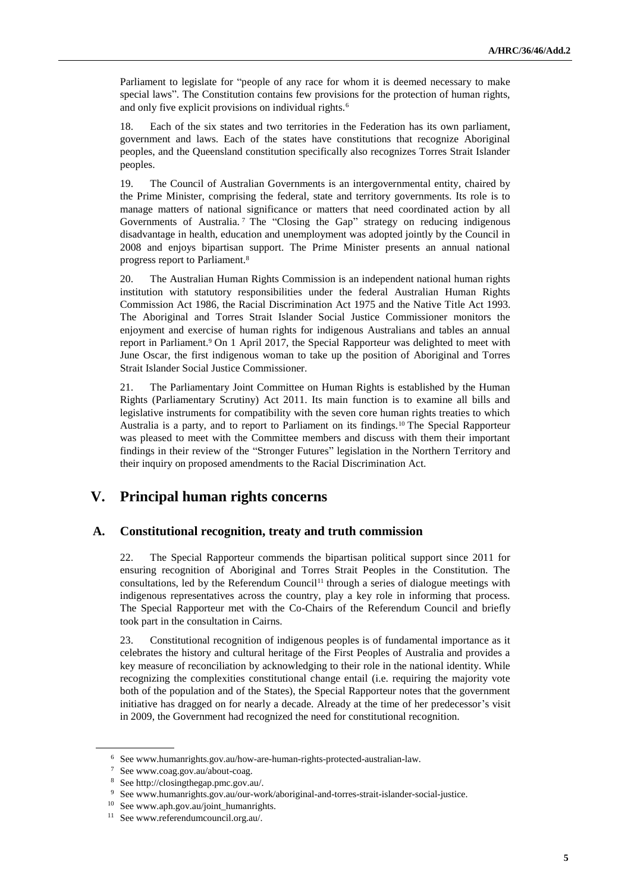Parliament to legislate for "people of any race for whom it is deemed necessary to make special laws". The Constitution contains few provisions for the protection of human rights, and only five explicit provisions on individual rights.[6]

18. Each of the six states and two territories in the Federation has its own parliament, government and laws. Each of the states have constitutions that recognize Aboriginal peoples, and the Queensland constitution specifically also recognizes Torres Strait Islander peoples.

19. The Council of Australian Governments is an intergovernmental entity, chaired by the Prime Minister, comprising the federal, state and territory governments. Its role is to manage matters of national significance or matters that need coordinated action by all Governments of Australia.[7] The "Closing the Gap" strategy on reducing indigenous disadvantage in health, education and unemployment was adopted jointly by the Council in 2008 and enjoys bipartisan support. The Prime Minister presents an annual national progress report to Parliament.[8]

20. The Australian Human Rights Commission is an independent national human rights institution with statutory responsibilities under the federal Australian Human Rights Commission Act 1986, the Racial Discrimination Act 1975 and the Native Title Act 1993. The Aboriginal and Torres Strait Islander Social Justice Commissioner monitors the enjoyment and exercise of human rights for indigenous Australians and tables an annual report in Parliament.[9] On 1 April 2017, the Special Rapporteur was delighted to meet with June Oscar, the first indigenous woman to take up the position of Aboriginal and Torres Strait Islander Social Justice Commissioner.

21. The Parliamentary Joint Committee on Human Rights is established by the Human Rights (Parliamentary Scrutiny) Act 2011. Its main function is to examine all bills and legislative instruments for compatibility with the seven core human rights treaties to which Australia is a party, and to report to Parliament on its findings.[10] The Special Rapporteur was pleased to meet with the Committee members and discuss with them their important findings in their review of the "Stronger Futures" legislation in the Northern Territory and their inquiry on proposed amendments to the Racial Discrimination Act.

## V. Principal human rights concerns

### A. Constitutional recognition, treaty and truth commission

22. The Special Rapporteur commends the bipartisan political support since 2011 for ensuring recognition of Aboriginal and Torres Strait Peoples in the Constitution. The consultations, led by the Referendum Council[11] through a series of dialogue meetings with indigenous representatives across the country, play a key role in informing that process. The Special Rapporteur met with the Co-Chairs of the Referendum Council and briefly took part in the consultation in Cairns.

23. Constitutional recognition of indigenous peoples is of fundamental importance as it celebrates the history and cultural heritage of the First Peoples of Australia and provides a key measure of reconciliation by acknowledging to their role in the national identity. While recognizing the complexities constitutional change entail (i.e. requiring the majority vote both of the population and of the States), the Special Rapporteur notes that the government initiative has dragged on for nearly a decade. Already at the time of her predecessor's visit in 2009, the Government had recognized the need for constitutional recognition.

[6] See www.humanrights.gov.au/how-are-human-rights-protected-australian-law.

[7] See www.coag.gov.au/about-coag.

[8] See http://closingthegap.pmc.gov.au/.

[9] See www.humanrights.gov.au/our-work/aboriginal-and-torres-strait-islander-social-justice.

[10] See www.aph.gov.au/joint_humanrights.

[11] See www.referendumcouncil.org.au/.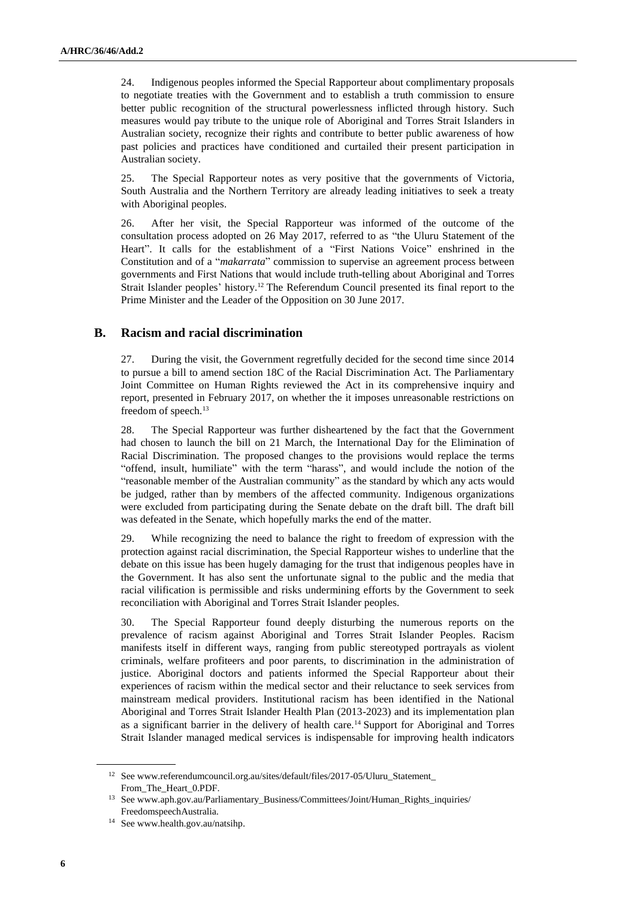24. Indigenous peoples informed the Special Rapporteur about complimentary proposals to negotiate treaties with the Government and to establish a truth commission to ensure better public recognition of the structural powerlessness inflicted through history. Such measures would pay tribute to the unique role of Aboriginal and Torres Strait Islanders in Australian society, recognize their rights and contribute to better public awareness of how past policies and practices have conditioned and curtailed their present participation in Australian society.

25. The Special Rapporteur notes as very positive that the governments of Victoria, South Australia and the Northern Territory are already leading initiatives to seek a treaty with Aboriginal peoples.

26. After her visit, the Special Rapporteur was informed of the outcome of the consultation process adopted on 26 May 2017, referred to as "the Uluru Statement of the Heart". It calls for the establishment of a "First Nations Voice" enshrined in the Constitution and of a "*makarrata*" commission to supervise an agreement process between governments and First Nations that would include truth-telling about Aboriginal and Torres Strait Islander peoples' history.[12] The Referendum Council presented its final report to the Prime Minister and the Leader of the Opposition on 30 June 2017.

## B. Racism and racial discrimination

27. During the visit, the Government regretfully decided for the second time since 2014 to pursue a bill to amend section 18C of the Racial Discrimination Act. The Parliamentary Joint Committee on Human Rights reviewed the Act in its comprehensive inquiry and report, presented in February 2017, on whether the it imposes unreasonable restrictions on freedom of speech.[13]

28. The Special Rapporteur was further disheartened by the fact that the Government had chosen to launch the bill on 21 March, the International Day for the Elimination of Racial Discrimination. The proposed changes to the provisions would replace the terms "offend, insult, humiliate" with the term "harass", and would include the notion of the "reasonable member of the Australian community" as the standard by which any acts would be judged, rather than by members of the affected community. Indigenous organizations were excluded from participating during the Senate debate on the draft bill. The draft bill was defeated in the Senate, which hopefully marks the end of the matter.

29. While recognizing the need to balance the right to freedom of expression with the protection against racial discrimination, the Special Rapporteur wishes to underline that the debate on this issue has been hugely damaging for the trust that indigenous peoples have in the Government. It has also sent the unfortunate signal to the public and the media that racial vilification is permissible and risks undermining efforts by the Government to seek reconciliation with Aboriginal and Torres Strait Islander peoples.

30. The Special Rapporteur found deeply disturbing the numerous reports on the prevalence of racism against Aboriginal and Torres Strait Islander Peoples. Racism manifests itself in different ways, ranging from public stereotyped portrayals as violent criminals, welfare profiteers and poor parents, to discrimination in the administration of justice. Aboriginal doctors and patients informed the Special Rapporteur about their experiences of racism within the medical sector and their reluctance to seek services from mainstream medical providers. Institutional racism has been identified in the National Aboriginal and Torres Strait Islander Health Plan (2013-2023) and its implementation plan as a significant barrier in the delivery of health care.[14] Support for Aboriginal and Torres Strait Islander managed medical services is indispensable for improving health indicators

---

[12] See www.referendumcouncil.org.au/sites/default/files/2017-05/Uluru_Statement_From_The_Heart_0.PDF.

[13] See www.aph.gov.au/Parliamentary_Business/Committees/Joint/Human_Rights_inquiries/FreedomspeechAustralia.

[14] See www.health.gov.au/natsihp.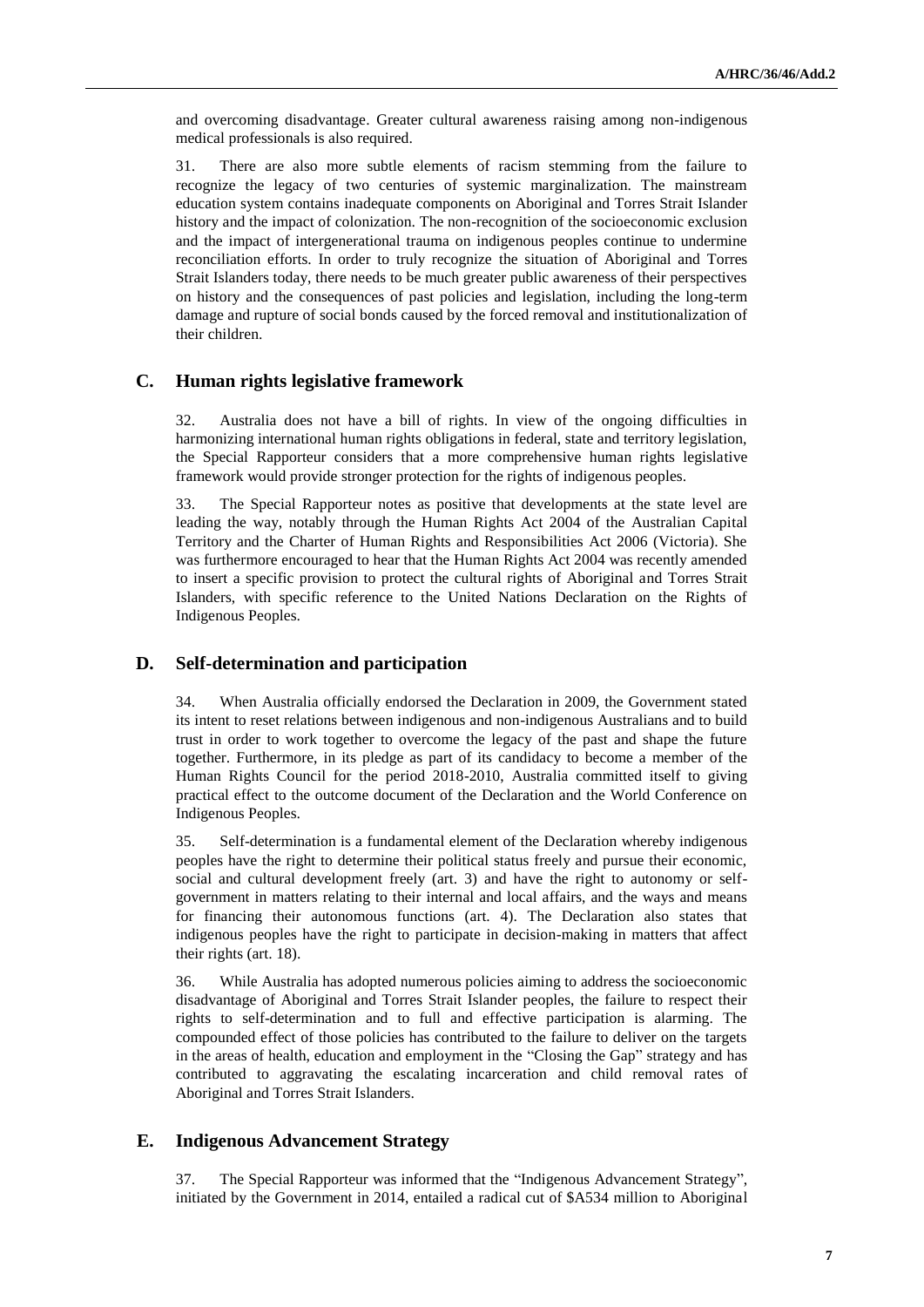and overcoming disadvantage. Greater cultural awareness raising among non-indigenous medical professionals is also required.

31. There are also more subtle elements of racism stemming from the failure to recognize the legacy of two centuries of systemic marginalization. The mainstream education system contains inadequate components on Aboriginal and Torres Strait Islander history and the impact of colonization. The non-recognition of the socioeconomic exclusion and the impact of intergenerational trauma on indigenous peoples continue to undermine reconciliation efforts. In order to truly recognize the situation of Aboriginal and Torres Strait Islanders today, there needs to be much greater public awareness of their perspectives on history and the consequences of past policies and legislation, including the long-term damage and rupture of social bonds caused by the forced removal and institutionalization of their children.

## C. Human rights legislative framework

32. Australia does not have a bill of rights. In view of the ongoing difficulties in harmonizing international human rights obligations in federal, state and territory legislation, the Special Rapporteur considers that a more comprehensive human rights legislative framework would provide stronger protection for the rights of indigenous peoples.

33. The Special Rapporteur notes as positive that developments at the state level are leading the way, notably through the Human Rights Act 2004 of the Australian Capital Territory and the Charter of Human Rights and Responsibilities Act 2006 (Victoria). She was furthermore encouraged to hear that the Human Rights Act 2004 was recently amended to insert a specific provision to protect the cultural rights of Aboriginal and Torres Strait Islanders, with specific reference to the United Nations Declaration on the Rights of Indigenous Peoples.

## D. Self-determination and participation

34. When Australia officially endorsed the Declaration in 2009, the Government stated its intent to reset relations between indigenous and non-indigenous Australians and to build trust in order to work together to overcome the legacy of the past and shape the future together. Furthermore, in its pledge as part of its candidacy to become a member of the Human Rights Council for the period 2018-2010, Australia committed itself to giving practical effect to the outcome document of the Declaration and the World Conference on Indigenous Peoples.

35. Self-determination is a fundamental element of the Declaration whereby indigenous peoples have the right to determine their political status freely and pursue their economic, social and cultural development freely (art. 3) and have the right to autonomy or self-government in matters relating to their internal and local affairs, and the ways and means for financing their autonomous functions (art. 4). The Declaration also states that indigenous peoples have the right to participate in decision-making in matters that affect their rights (art. 18).

36. While Australia has adopted numerous policies aiming to address the socioeconomic disadvantage of Aboriginal and Torres Strait Islander peoples, the failure to respect their rights to self-determination and to full and effective participation is alarming. The compounded effect of those policies has contributed to the failure to deliver on the targets in the areas of health, education and employment in the "Closing the Gap" strategy and has contributed to aggravating the escalating incarceration and child removal rates of Aboriginal and Torres Strait Islanders.

## E. Indigenous Advancement Strategy

37. The Special Rapporteur was informed that the "Indigenous Advancement Strategy", initiated by the Government in 2014, entailed a radical cut of $A534 million to Aboriginal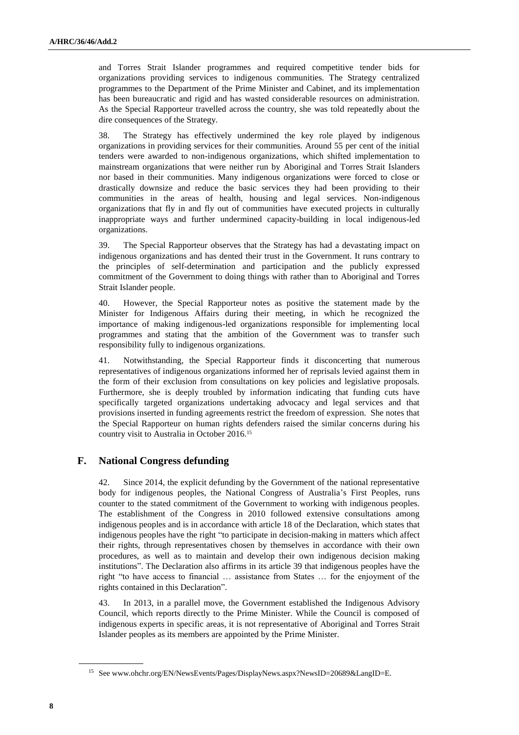and Torres Strait Islander programmes and required competitive tender bids for organizations providing services to indigenous communities. The Strategy centralized programmes to the Department of the Prime Minister and Cabinet, and its implementation has been bureaucratic and rigid and has wasted considerable resources on administration. As the Special Rapporteur travelled across the country, she was told repeatedly about the dire consequences of the Strategy.

38. The Strategy has effectively undermined the key role played by indigenous organizations in providing services for their communities. Around 55 per cent of the initial tenders were awarded to non-indigenous organizations, which shifted implementation to mainstream organizations that were neither run by Aboriginal and Torres Strait Islanders nor based in their communities. Many indigenous organizations were forced to close or drastically downsize and reduce the basic services they had been providing to their communities in the areas of health, housing and legal services. Non-indigenous organizations that fly in and fly out of communities have executed projects in culturally inappropriate ways and further undermined capacity-building in local indigenous-led organizations.

39. The Special Rapporteur observes that the Strategy has had a devastating impact on indigenous organizations and has dented their trust in the Government. It runs contrary to the principles of self-determination and participation and the publicly expressed commitment of the Government to doing things with rather than to Aboriginal and Torres Strait Islander people.

40. However, the Special Rapporteur notes as positive the statement made by the Minister for Indigenous Affairs during their meeting, in which he recognized the importance of making indigenous-led organizations responsible for implementing local programmes and stating that the ambition of the Government was to transfer such responsibility fully to indigenous organizations.

41. Notwithstanding, the Special Rapporteur finds it disconcerting that numerous representatives of indigenous organizations informed her of reprisals levied against them in the form of their exclusion from consultations on key policies and legislative proposals. Furthermore, she is deeply troubled by information indicating that funding cuts have specifically targeted organizations undertaking advocacy and legal services and that provisions inserted in funding agreements restrict the freedom of expression. She notes that the Special Rapporteur on human rights defenders raised the similar concerns during his country visit to Australia in October 2016.[15]

## F. National Congress defunding

42. Since 2014, the explicit defunding by the Government of the national representative body for indigenous peoples, the National Congress of Australia's First Peoples, runs counter to the stated commitment of the Government to working with indigenous peoples. The establishment of the Congress in 2010 followed extensive consultations among indigenous peoples and is in accordance with article 18 of the Declaration, which states that indigenous peoples have the right "to participate in decision-making in matters which affect their rights, through representatives chosen by themselves in accordance with their own procedures, as well as to maintain and develop their own indigenous decision making institutions". The Declaration also affirms in its article 39 that indigenous peoples have the right "to have access to financial … assistance from States … for the enjoyment of the rights contained in this Declaration".

43. In 2013, in a parallel move, the Government established the Indigenous Advisory Council, which reports directly to the Prime Minister. While the Council is composed of indigenous experts in specific areas, it is not representative of Aboriginal and Torres Strait Islander peoples as its members are appointed by the Prime Minister.

[15] See www.ohchr.org/EN/NewsEvents/Pages/DisplayNews.aspx?NewsID=20689&LangID=E.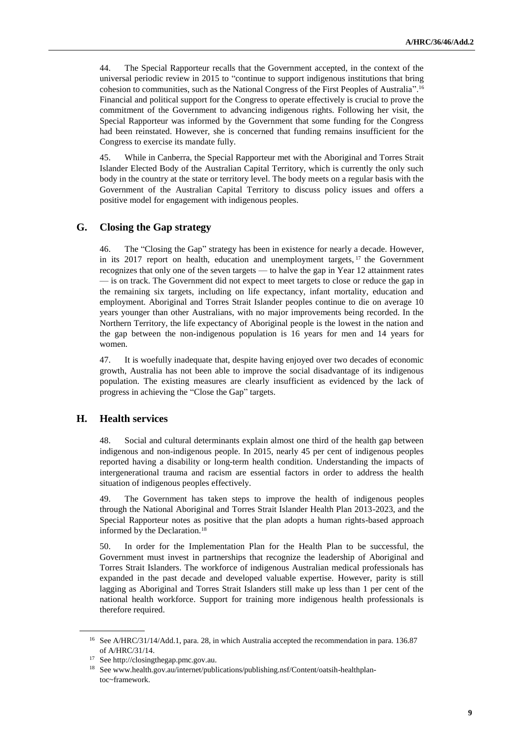44. The Special Rapporteur recalls that the Government accepted, in the context of the universal periodic review in 2015 to "continue to support indigenous institutions that bring cohesion to communities, such as the National Congress of the First Peoples of Australia".[16] Financial and political support for the Congress to operate effectively is crucial to prove the commitment of the Government to advancing indigenous rights. Following her visit, the Special Rapporteur was informed by the Government that some funding for the Congress had been reinstated. However, she is concerned that funding remains insufficient for the Congress to exercise its mandate fully.

45. While in Canberra, the Special Rapporteur met with the Aboriginal and Torres Strait Islander Elected Body of the Australian Capital Territory, which is currently the only such body in the country at the state or territory level. The body meets on a regular basis with the Government of the Australian Capital Territory to discuss policy issues and offers a positive model for engagement with indigenous peoples.

## G. Closing the Gap strategy

46. The "Closing the Gap" strategy has been in existence for nearly a decade. However, in its 2017 report on health, education and unemployment targets,[17] the Government recognizes that only one of the seven targets — to halve the gap in Year 12 attainment rates — is on track. The Government did not expect to meet targets to close or reduce the gap in the remaining six targets, including on life expectancy, infant mortality, education and employment. Aboriginal and Torres Strait Islander peoples continue to die on average 10 years younger than other Australians, with no major improvements being recorded. In the Northern Territory, the life expectancy of Aboriginal people is the lowest in the nation and the gap between the non-indigenous population is 16 years for men and 14 years for women.

47. It is woefully inadequate that, despite having enjoyed over two decades of economic growth, Australia has not been able to improve the social disadvantage of its indigenous population. The existing measures are clearly insufficient as evidenced by the lack of progress in achieving the "Close the Gap" targets.

## H. Health services

48. Social and cultural determinants explain almost one third of the health gap between indigenous and non-indigenous people. In 2015, nearly 45 per cent of indigenous peoples reported having a disability or long-term health condition. Understanding the impacts of intergenerational trauma and racism are essential factors in order to address the health situation of indigenous peoples effectively.

49. The Government has taken steps to improve the health of indigenous peoples through the National Aboriginal and Torres Strait Islander Health Plan 2013-2023, and the Special Rapporteur notes as positive that the plan adopts a human rights-based approach informed by the Declaration.[18]

50. In order for the Implementation Plan for the Health Plan to be successful, the Government must invest in partnerships that recognize the leadership of Aboriginal and Torres Strait Islanders. The workforce of indigenous Australian medical professionals has expanded in the past decade and developed valuable expertise. However, parity is still lagging as Aboriginal and Torres Strait Islanders still make up less than 1 per cent of the national health workforce. Support for training more indigenous health professionals is therefore required.

---

[16] See A/HRC/31/14/Add.1, para. 28, in which Australia accepted the recommendation in para. 136.87 of A/HRC/31/14.

[17] See http://closingthegap.pmc.gov.au.

[18] See www.health.gov.au/internet/publications/publishing.nsf/Content/oatsih-healthplan-toc~framework.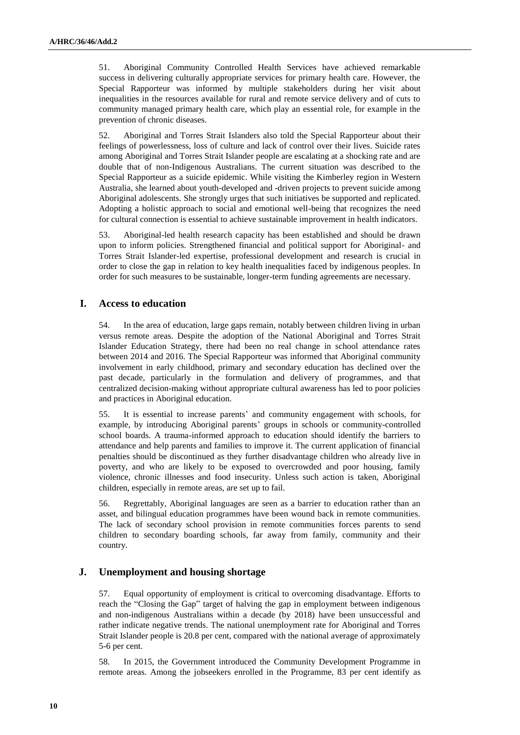51. Aboriginal Community Controlled Health Services have achieved remarkable success in delivering culturally appropriate services for primary health care. However, the Special Rapporteur was informed by multiple stakeholders during her visit about inequalities in the resources available for rural and remote service delivery and of cuts to community managed primary health care, which play an essential role, for example in the prevention of chronic diseases.

52. Aboriginal and Torres Strait Islanders also told the Special Rapporteur about their feelings of powerlessness, loss of culture and lack of control over their lives. Suicide rates among Aboriginal and Torres Strait Islander people are escalating at a shocking rate and are double that of non-Indigenous Australians. The current situation was described to the Special Rapporteur as a suicide epidemic. While visiting the Kimberley region in Western Australia, she learned about youth-developed and -driven projects to prevent suicide among Aboriginal adolescents. She strongly urges that such initiatives be supported and replicated. Adopting a holistic approach to social and emotional well-being that recognizes the need for cultural connection is essential to achieve sustainable improvement in health indicators.

53. Aboriginal-led health research capacity has been established and should be drawn upon to inform policies. Strengthened financial and political support for Aboriginal- and Torres Strait Islander-led expertise, professional development and research is crucial in order to close the gap in relation to key health inequalities faced by indigenous peoples. In order for such measures to be sustainable, longer-term funding agreements are necessary.

## I. Access to education

54. In the area of education, large gaps remain, notably between children living in urban versus remote areas. Despite the adoption of the National Aboriginal and Torres Strait Islander Education Strategy, there had been no real change in school attendance rates between 2014 and 2016. The Special Rapporteur was informed that Aboriginal community involvement in early childhood, primary and secondary education has declined over the past decade, particularly in the formulation and delivery of programmes, and that centralized decision-making without appropriate cultural awareness has led to poor policies and practices in Aboriginal education.

55. It is essential to increase parents' and community engagement with schools, for example, by introducing Aboriginal parents' groups in schools or community-controlled school boards. A trauma-informed approach to education should identify the barriers to attendance and help parents and families to improve it. The current application of financial penalties should be discontinued as they further disadvantage children who already live in poverty, and who are likely to be exposed to overcrowded and poor housing, family violence, chronic illnesses and food insecurity. Unless such action is taken, Aboriginal children, especially in remote areas, are set up to fail.

56. Regrettably, Aboriginal languages are seen as a barrier to education rather than an asset, and bilingual education programmes have been wound back in remote communities. The lack of secondary school provision in remote communities forces parents to send children to secondary boarding schools, far away from family, community and their country.

## J. Unemployment and housing shortage

57. Equal opportunity of employment is critical to overcoming disadvantage. Efforts to reach the "Closing the Gap" target of halving the gap in employment between indigenous and non-indigenous Australians within a decade (by 2018) have been unsuccessful and rather indicate negative trends. The national unemployment rate for Aboriginal and Torres Strait Islander people is 20.8 per cent, compared with the national average of approximately 5-6 per cent.

58. In 2015, the Government introduced the Community Development Programme in remote areas. Among the jobseekers enrolled in the Programme, 83 per cent identify as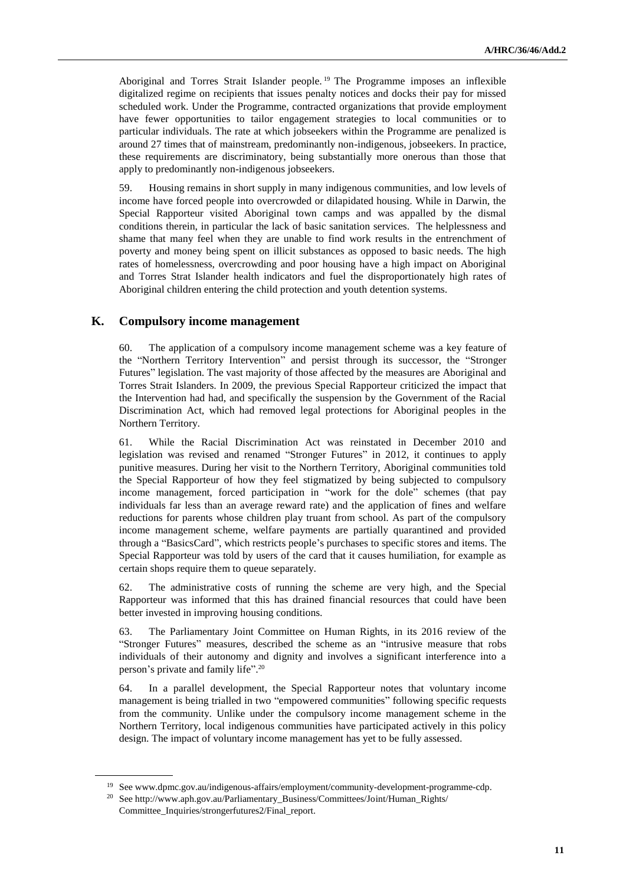Aboriginal and Torres Strait Islander people.[19] The Programme imposes an inflexible digitalized regime on recipients that issues penalty notices and docks their pay for missed scheduled work. Under the Programme, contracted organizations that provide employment have fewer opportunities to tailor engagement strategies to local communities or to particular individuals. The rate at which jobseekers within the Programme are penalized is around 27 times that of mainstream, predominantly non-indigenous, jobseekers. In practice, these requirements are discriminatory, being substantially more onerous than those that apply to predominantly non-indigenous jobseekers.

59. Housing remains in short supply in many indigenous communities, and low levels of income have forced people into overcrowded or dilapidated housing. While in Darwin, the Special Rapporteur visited Aboriginal town camps and was appalled by the dismal conditions therein, in particular the lack of basic sanitation services. The helplessness and shame that many feel when they are unable to find work results in the entrenchment of poverty and money being spent on illicit substances as opposed to basic needs. The high rates of homelessness, overcrowding and poor housing have a high impact on Aboriginal and Torres Strat Islander health indicators and fuel the disproportionately high rates of Aboriginal children entering the child protection and youth detention systems.

## K. Compulsory income management

60. The application of a compulsory income management scheme was a key feature of the "Northern Territory Intervention" and persist through its successor, the "Stronger Futures" legislation. The vast majority of those affected by the measures are Aboriginal and Torres Strait Islanders. In 2009, the previous Special Rapporteur criticized the impact that the Intervention had had, and specifically the suspension by the Government of the Racial Discrimination Act, which had removed legal protections for Aboriginal peoples in the Northern Territory.

61. While the Racial Discrimination Act was reinstated in December 2010 and legislation was revised and renamed "Stronger Futures" in 2012, it continues to apply punitive measures. During her visit to the Northern Territory, Aboriginal communities told the Special Rapporteur of how they feel stigmatized by being subjected to compulsory income management, forced participation in "work for the dole" schemes (that pay individuals far less than an average reward rate) and the application of fines and welfare reductions for parents whose children play truant from school. As part of the compulsory income management scheme, welfare payments are partially quarantined and provided through a "BasicsCard", which restricts people's purchases to specific stores and items. The Special Rapporteur was told by users of the card that it causes humiliation, for example as certain shops require them to queue separately.

62. The administrative costs of running the scheme are very high, and the Special Rapporteur was informed that this has drained financial resources that could have been better invested in improving housing conditions.

63. The Parliamentary Joint Committee on Human Rights, in its 2016 review of the "Stronger Futures" measures, described the scheme as an "intrusive measure that robs individuals of their autonomy and dignity and involves a significant interference into a person's private and family life".[20]

64. In a parallel development, the Special Rapporteur notes that voluntary income management is being trialled in two "empowered communities" following specific requests from the community. Unlike under the compulsory income management scheme in the Northern Territory, local indigenous communities have participated actively in this policy design. The impact of voluntary income management has yet to be fully assessed.

---

[19] See www.dpmc.gov.au/indigenous-affairs/employment/community-development-programme-cdp.

[20] See http://www.aph.gov.au/Parliamentary_Business/Committees/Joint/Human_Rights/Committee_Inquiries/strongerfutures2/Final_report.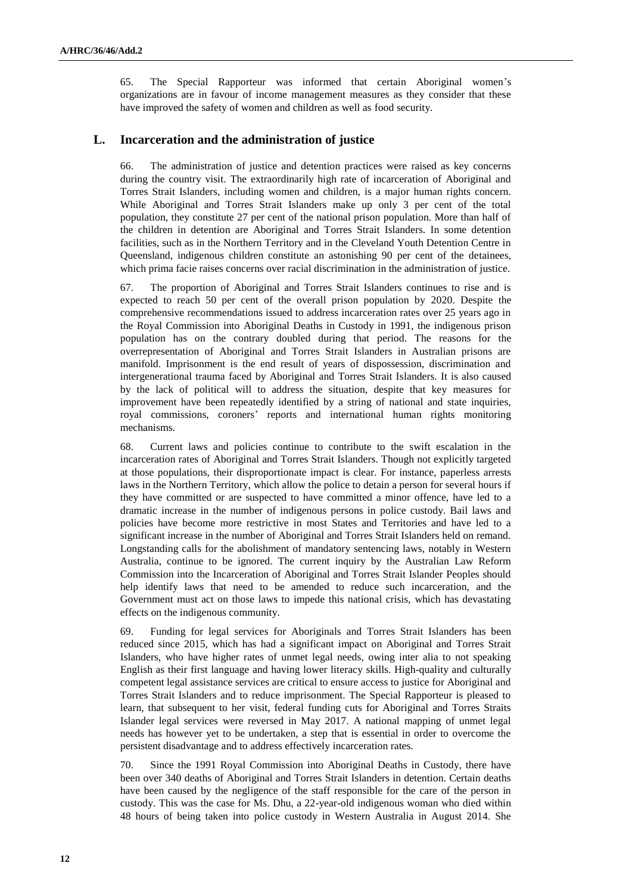65. The Special Rapporteur was informed that certain Aboriginal women's organizations are in favour of income management measures as they consider that these have improved the safety of women and children as well as food security.

## L. Incarceration and the administration of justice

66. The administration of justice and detention practices were raised as key concerns during the country visit. The extraordinarily high rate of incarceration of Aboriginal and Torres Strait Islanders, including women and children, is a major human rights concern. While Aboriginal and Torres Strait Islanders make up only 3 per cent of the total population, they constitute 27 per cent of the national prison population. More than half of the children in detention are Aboriginal and Torres Strait Islanders. In some detention facilities, such as in the Northern Territory and in the Cleveland Youth Detention Centre in Queensland, indigenous children constitute an astonishing 90 per cent of the detainees, which prima facie raises concerns over racial discrimination in the administration of justice.

67. The proportion of Aboriginal and Torres Strait Islanders continues to rise and is expected to reach 50 per cent of the overall prison population by 2020. Despite the comprehensive recommendations issued to address incarceration rates over 25 years ago in the Royal Commission into Aboriginal Deaths in Custody in 1991, the indigenous prison population has on the contrary doubled during that period. The reasons for the overrepresentation of Aboriginal and Torres Strait Islanders in Australian prisons are manifold. Imprisonment is the end result of years of dispossession, discrimination and intergenerational trauma faced by Aboriginal and Torres Strait Islanders. It is also caused by the lack of political will to address the situation, despite that key measures for improvement have been repeatedly identified by a string of national and state inquiries, royal commissions, coroners' reports and international human rights monitoring mechanisms.

68. Current laws and policies continue to contribute to the swift escalation in the incarceration rates of Aboriginal and Torres Strait Islanders. Though not explicitly targeted at those populations, their disproportionate impact is clear. For instance, paperless arrests laws in the Northern Territory, which allow the police to detain a person for several hours if they have committed or are suspected to have committed a minor offence, have led to a dramatic increase in the number of indigenous persons in police custody. Bail laws and policies have become more restrictive in most States and Territories and have led to a significant increase in the number of Aboriginal and Torres Strait Islanders held on remand. Longstanding calls for the abolishment of mandatory sentencing laws, notably in Western Australia, continue to be ignored. The current inquiry by the Australian Law Reform Commission into the Incarceration of Aboriginal and Torres Strait Islander Peoples should help identify laws that need to be amended to reduce such incarceration, and the Government must act on those laws to impede this national crisis, which has devastating effects on the indigenous community.

69. Funding for legal services for Aboriginals and Torres Strait Islanders has been reduced since 2015, which has had a significant impact on Aboriginal and Torres Strait Islanders, who have higher rates of unmet legal needs, owing inter alia to not speaking English as their first language and having lower literacy skills. High-quality and culturally competent legal assistance services are critical to ensure access to justice for Aboriginal and Torres Strait Islanders and to reduce imprisonment. The Special Rapporteur is pleased to learn, that subsequent to her visit, federal funding cuts for Aboriginal and Torres Straits Islander legal services were reversed in May 2017. A national mapping of unmet legal needs has however yet to be undertaken, a step that is essential in order to overcome the persistent disadvantage and to address effectively incarceration rates.

70. Since the 1991 Royal Commission into Aboriginal Deaths in Custody, there have been over 340 deaths of Aboriginal and Torres Strait Islanders in detention. Certain deaths have been caused by the negligence of the staff responsible for the care of the person in custody. This was the case for Ms. Dhu, a 22-year-old indigenous woman who died within 48 hours of being taken into police custody in Western Australia in August 2014. She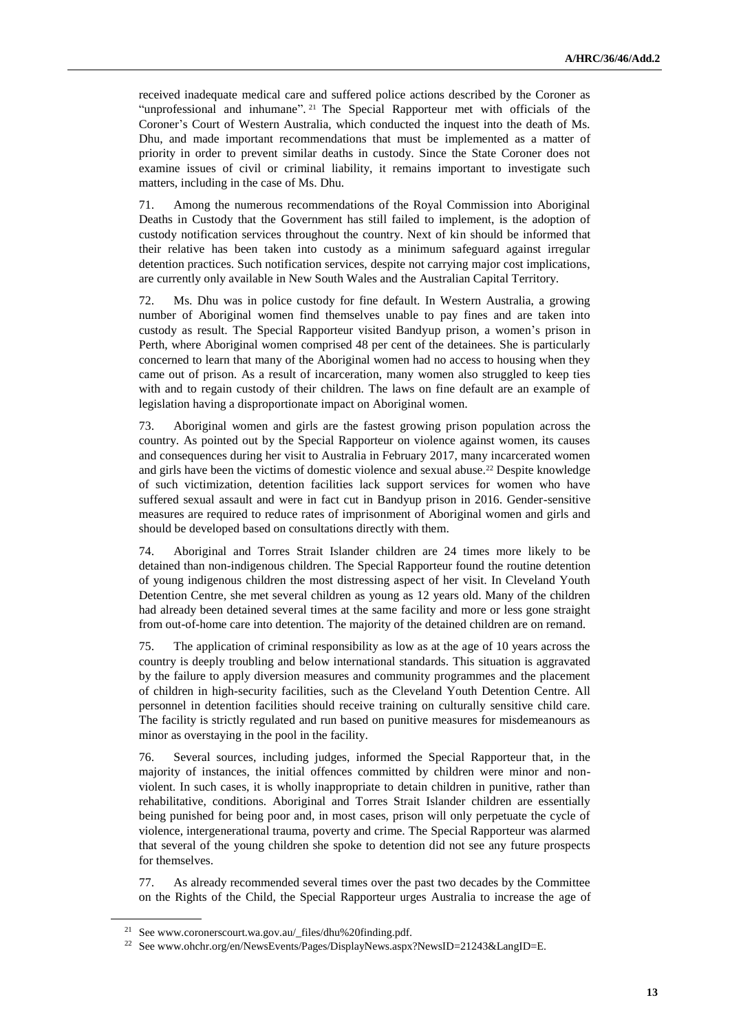received inadequate medical care and suffered police actions described by the Coroner as "unprofessional and inhumane".[21] The Special Rapporteur met with officials of the Coroner's Court of Western Australia, which conducted the inquest into the death of Ms. Dhu, and made important recommendations that must be implemented as a matter of priority in order to prevent similar deaths in custody. Since the State Coroner does not examine issues of civil or criminal liability, it remains important to investigate such matters, including in the case of Ms. Dhu.

71. Among the numerous recommendations of the Royal Commission into Aboriginal Deaths in Custody that the Government has still failed to implement, is the adoption of custody notification services throughout the country. Next of kin should be informed that their relative has been taken into custody as a minimum safeguard against irregular detention practices. Such notification services, despite not carrying major cost implications, are currently only available in New South Wales and the Australian Capital Territory.

72. Ms. Dhu was in police custody for fine default. In Western Australia, a growing number of Aboriginal women find themselves unable to pay fines and are taken into custody as result. The Special Rapporteur visited Bandyup prison, a women's prison in Perth, where Aboriginal women comprised 48 per cent of the detainees. She is particularly concerned to learn that many of the Aboriginal women had no access to housing when they came out of prison. As a result of incarceration, many women also struggled to keep ties with and to regain custody of their children. The laws on fine default are an example of legislation having a disproportionate impact on Aboriginal women.

73. Aboriginal women and girls are the fastest growing prison population across the country. As pointed out by the Special Rapporteur on violence against women, its causes and consequences during her visit to Australia in February 2017, many incarcerated women and girls have been the victims of domestic violence and sexual abuse.[22] Despite knowledge of such victimization, detention facilities lack support services for women who have suffered sexual assault and were in fact cut in Bandyup prison in 2016. Gender-sensitive measures are required to reduce rates of imprisonment of Aboriginal women and girls and should be developed based on consultations directly with them.

74. Aboriginal and Torres Strait Islander children are 24 times more likely to be detained than non-indigenous children. The Special Rapporteur found the routine detention of young indigenous children the most distressing aspect of her visit. In Cleveland Youth Detention Centre, she met several children as young as 12 years old. Many of the children had already been detained several times at the same facility and more or less gone straight from out-of-home care into detention. The majority of the detained children are on remand.

75. The application of criminal responsibility as low as at the age of 10 years across the country is deeply troubling and below international standards. This situation is aggravated by the failure to apply diversion measures and community programmes and the placement of children in high-security facilities, such as the Cleveland Youth Detention Centre. All personnel in detention facilities should receive training on culturally sensitive child care. The facility is strictly regulated and run based on punitive measures for misdemeanours as minor as overstaying in the pool in the facility.

76. Several sources, including judges, informed the Special Rapporteur that, in the majority of instances, the initial offences committed by children were minor and non-violent. In such cases, it is wholly inappropriate to detain children in punitive, rather than rehabilitative, conditions. Aboriginal and Torres Strait Islander children are essentially being punished for being poor and, in most cases, prison will only perpetuate the cycle of violence, intergenerational trauma, poverty and crime. The Special Rapporteur was alarmed that several of the young children she spoke to detention did not see any future prospects for themselves.

77. As already recommended several times over the past two decades by the Committee on the Rights of the Child, the Special Rapporteur urges Australia to increase the age of

---

[21] See www.coronerscourt.wa.gov.au/_files/dhu%20finding.pdf.

[22] See www.ohchr.org/en/NewsEvents/Pages/DisplayNews.aspx?NewsID=21243&LangID=E.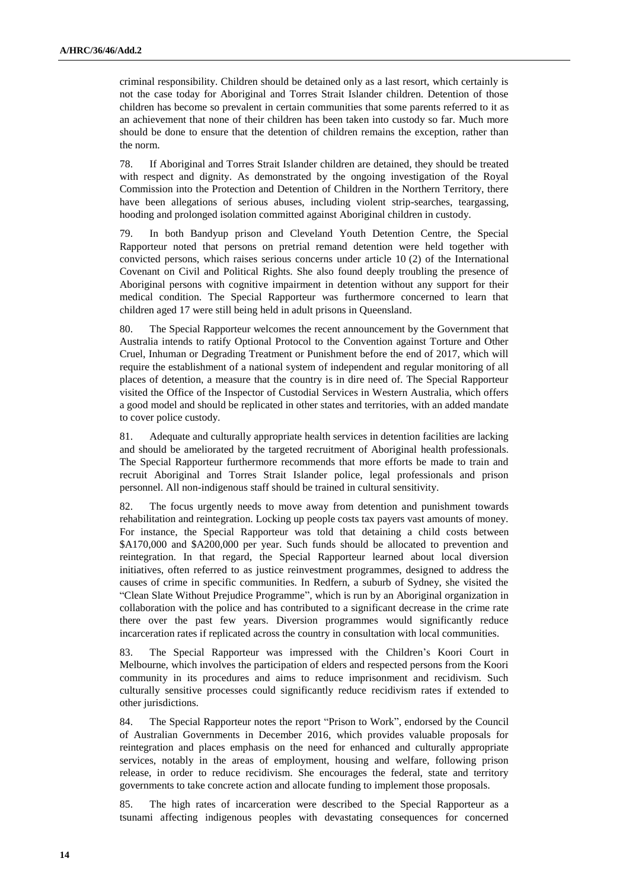criminal responsibility. Children should be detained only as a last resort, which certainly is not the case today for Aboriginal and Torres Strait Islander children. Detention of those children has become so prevalent in certain communities that some parents referred to it as an achievement that none of their children has been taken into custody so far. Much more should be done to ensure that the detention of children remains the exception, rather than the norm.

78. If Aboriginal and Torres Strait Islander children are detained, they should be treated with respect and dignity. As demonstrated by the ongoing investigation of the Royal Commission into the Protection and Detention of Children in the Northern Territory, there have been allegations of serious abuses, including violent strip-searches, teargassing, hooding and prolonged isolation committed against Aboriginal children in custody.

79. In both Bandyup prison and Cleveland Youth Detention Centre, the Special Rapporteur noted that persons on pretrial remand detention were held together with convicted persons, which raises serious concerns under article 10 (2) of the International Covenant on Civil and Political Rights. She also found deeply troubling the presence of Aboriginal persons with cognitive impairment in detention without any support for their medical condition. The Special Rapporteur was furthermore concerned to learn that children aged 17 were still being held in adult prisons in Queensland.

80. The Special Rapporteur welcomes the recent announcement by the Government that Australia intends to ratify Optional Protocol to the Convention against Torture and Other Cruel, Inhuman or Degrading Treatment or Punishment before the end of 2017, which will require the establishment of a national system of independent and regular monitoring of all places of detention, a measure that the country is in dire need of. The Special Rapporteur visited the Office of the Inspector of Custodial Services in Western Australia, which offers a good model and should be replicated in other states and territories, with an added mandate to cover police custody.

81. Adequate and culturally appropriate health services in detention facilities are lacking and should be ameliorated by the targeted recruitment of Aboriginal health professionals. The Special Rapporteur furthermore recommends that more efforts be made to train and recruit Aboriginal and Torres Strait Islander police, legal professionals and prison personnel. All non-indigenous staff should be trained in cultural sensitivity.

82. The focus urgently needs to move away from detention and punishment towards rehabilitation and reintegration. Locking up people costs tax payers vast amounts of money. For instance, the Special Rapporteur was told that detaining a child costs between $A170,000 and $A200,000 per year. Such funds should be allocated to prevention and reintegration. In that regard, the Special Rapporteur learned about local diversion initiatives, often referred to as justice reinvestment programmes, designed to address the causes of crime in specific communities. In Redfern, a suburb of Sydney, she visited the "Clean Slate Without Prejudice Programme", which is run by an Aboriginal organization in collaboration with the police and has contributed to a significant decrease in the crime rate there over the past few years. Diversion programmes would significantly reduce incarceration rates if replicated across the country in consultation with local communities.

83. The Special Rapporteur was impressed with the Children's Koori Court in Melbourne, which involves the participation of elders and respected persons from the Koori community in its procedures and aims to reduce imprisonment and recidivism. Such culturally sensitive processes could significantly reduce recidivism rates if extended to other jurisdictions.

84. The Special Rapporteur notes the report "Prison to Work", endorsed by the Council of Australian Governments in December 2016, which provides valuable proposals for reintegration and places emphasis on the need for enhanced and culturally appropriate services, notably in the areas of employment, housing and welfare, following prison release, in order to reduce recidivism. She encourages the federal, state and territory governments to take concrete action and allocate funding to implement those proposals.

85. The high rates of incarceration were described to the Special Rapporteur as a tsunami affecting indigenous peoples with devastating consequences for concerned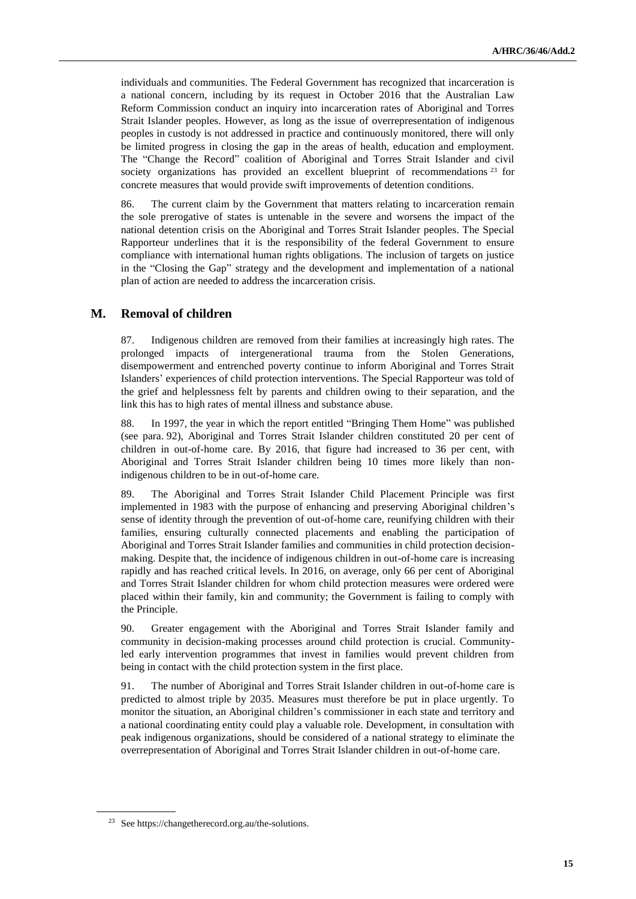individuals and communities. The Federal Government has recognized that incarceration is a national concern, including by its request in October 2016 that the Australian Law Reform Commission conduct an inquiry into incarceration rates of Aboriginal and Torres Strait Islander peoples. However, as long as the issue of overrepresentation of indigenous peoples in custody is not addressed in practice and continuously monitored, there will only be limited progress in closing the gap in the areas of health, education and employment. The "Change the Record" coalition of Aboriginal and Torres Strait Islander and civil society organizations has provided an excellent blueprint of recommendations [23] for concrete measures that would provide swift improvements of detention conditions.

86. The current claim by the Government that matters relating to incarceration remain the sole prerogative of states is untenable in the severe and worsens the impact of the national detention crisis on the Aboriginal and Torres Strait Islander peoples. The Special Rapporteur underlines that it is the responsibility of the federal Government to ensure compliance with international human rights obligations. The inclusion of targets on justice in the "Closing the Gap" strategy and the development and implementation of a national plan of action are needed to address the incarceration crisis.

## M. Removal of children

87. Indigenous children are removed from their families at increasingly high rates. The prolonged impacts of intergenerational trauma from the Stolen Generations, disempowerment and entrenched poverty continue to inform Aboriginal and Torres Strait Islanders' experiences of child protection interventions. The Special Rapporteur was told of the grief and helplessness felt by parents and children owing to their separation, and the link this has to high rates of mental illness and substance abuse.

88. In 1997, the year in which the report entitled "Bringing Them Home" was published (see para. 92), Aboriginal and Torres Strait Islander children constituted 20 per cent of children in out-of-home care. By 2016, that figure had increased to 36 per cent, with Aboriginal and Torres Strait Islander children being 10 times more likely than non-indigenous children to be in out-of-home care.

89. The Aboriginal and Torres Strait Islander Child Placement Principle was first implemented in 1983 with the purpose of enhancing and preserving Aboriginal children's sense of identity through the prevention of out-of-home care, reunifying children with their families, ensuring culturally connected placements and enabling the participation of Aboriginal and Torres Strait Islander families and communities in child protection decision-making. Despite that, the incidence of indigenous children in out-of-home care is increasing rapidly and has reached critical levels. In 2016, on average, only 66 per cent of Aboriginal and Torres Strait Islander children for whom child protection measures were ordered were placed within their family, kin and community; the Government is failing to comply with the Principle.

90. Greater engagement with the Aboriginal and Torres Strait Islander family and community in decision-making processes around child protection is crucial. Community-led early intervention programmes that invest in families would prevent children from being in contact with the child protection system in the first place.

91. The number of Aboriginal and Torres Strait Islander children in out-of-home care is predicted to almost triple by 2035. Measures must therefore be put in place urgently. To monitor the situation, an Aboriginal children's commissioner in each state and territory and a national coordinating entity could play a valuable role. Development, in consultation with peak indigenous organizations, should be considered of a national strategy to eliminate the overrepresentation of Aboriginal and Torres Strait Islander children in out-of-home care.

---

[23] See https://changetherecord.org.au/the-solutions.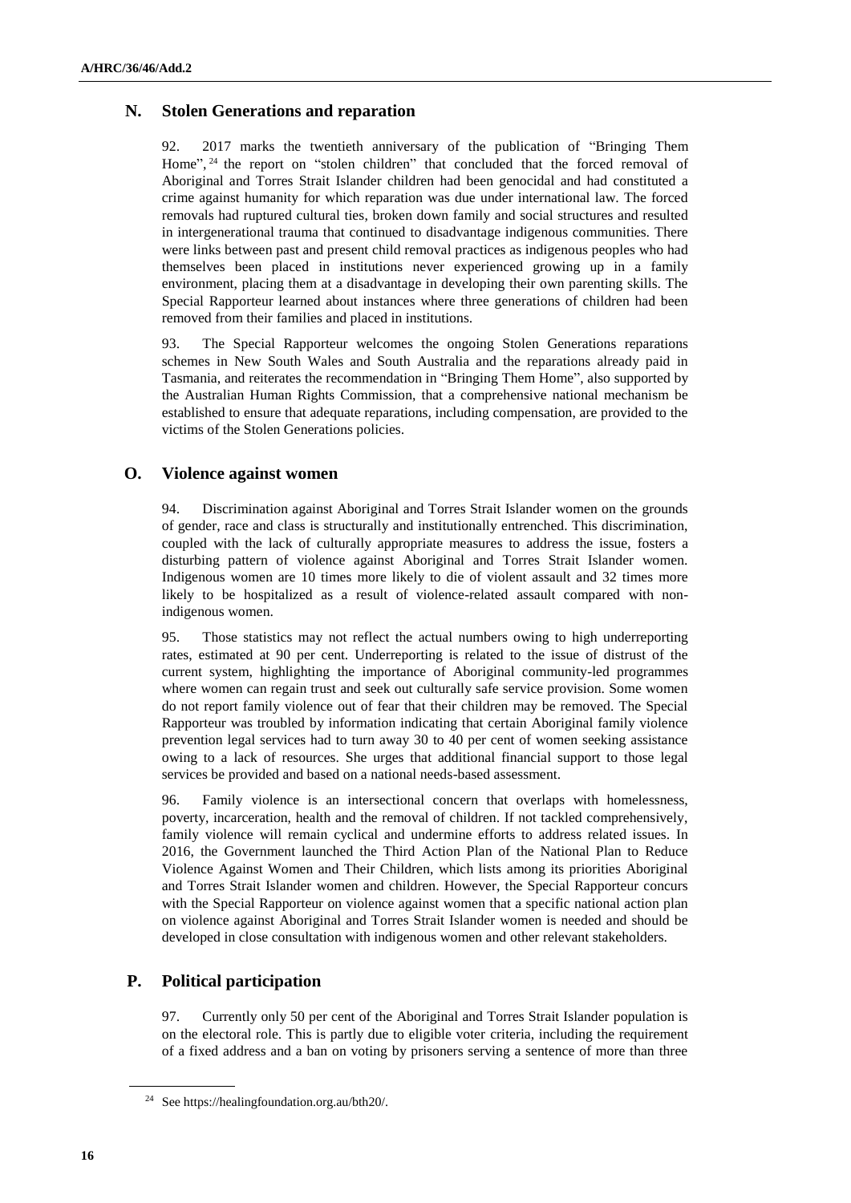## N. Stolen Generations and reparation

92. 2017 marks the twentieth anniversary of the publication of "Bringing Them Home", [24] the report on "stolen children" that concluded that the forced removal of Aboriginal and Torres Strait Islander children had been genocidal and had constituted a crime against humanity for which reparation was due under international law. The forced removals had ruptured cultural ties, broken down family and social structures and resulted in intergenerational trauma that continued to disadvantage indigenous communities. There were links between past and present child removal practices as indigenous peoples who had themselves been placed in institutions never experienced growing up in a family environment, placing them at a disadvantage in developing their own parenting skills. The Special Rapporteur learned about instances where three generations of children had been removed from their families and placed in institutions.

93. The Special Rapporteur welcomes the ongoing Stolen Generations reparations schemes in New South Wales and South Australia and the reparations already paid in Tasmania, and reiterates the recommendation in "Bringing Them Home", also supported by the Australian Human Rights Commission, that a comprehensive national mechanism be established to ensure that adequate reparations, including compensation, are provided to the victims of the Stolen Generations policies.

## O. Violence against women

94. Discrimination against Aboriginal and Torres Strait Islander women on the grounds of gender, race and class is structurally and institutionally entrenched. This discrimination, coupled with the lack of culturally appropriate measures to address the issue, fosters a disturbing pattern of violence against Aboriginal and Torres Strait Islander women. Indigenous women are 10 times more likely to die of violent assault and 32 times more likely to be hospitalized as a result of violence-related assault compared with non-indigenous women.

95. Those statistics may not reflect the actual numbers owing to high underreporting rates, estimated at 90 per cent. Underreporting is related to the issue of distrust of the current system, highlighting the importance of Aboriginal community-led programmes where women can regain trust and seek out culturally safe service provision. Some women do not report family violence out of fear that their children may be removed. The Special Rapporteur was troubled by information indicating that certain Aboriginal family violence prevention legal services had to turn away 30 to 40 per cent of women seeking assistance owing to a lack of resources. She urges that additional financial support to those legal services be provided and based on a national needs-based assessment.

96. Family violence is an intersectional concern that overlaps with homelessness, poverty, incarceration, health and the removal of children. If not tackled comprehensively, family violence will remain cyclical and undermine efforts to address related issues. In 2016, the Government launched the Third Action Plan of the National Plan to Reduce Violence Against Women and Their Children, which lists among its priorities Aboriginal and Torres Strait Islander women and children. However, the Special Rapporteur concurs with the Special Rapporteur on violence against women that a specific national action plan on violence against Aboriginal and Torres Strait Islander women is needed and should be developed in close consultation with indigenous women and other relevant stakeholders.

## P. Political participation

97. Currently only 50 per cent of the Aboriginal and Torres Strait Islander population is on the electoral role. This is partly due to eligible voter criteria, including the requirement of a fixed address and a ban on voting by prisoners serving a sentence of more than three

---

[24] See https://healingfoundation.org.au/bth20/.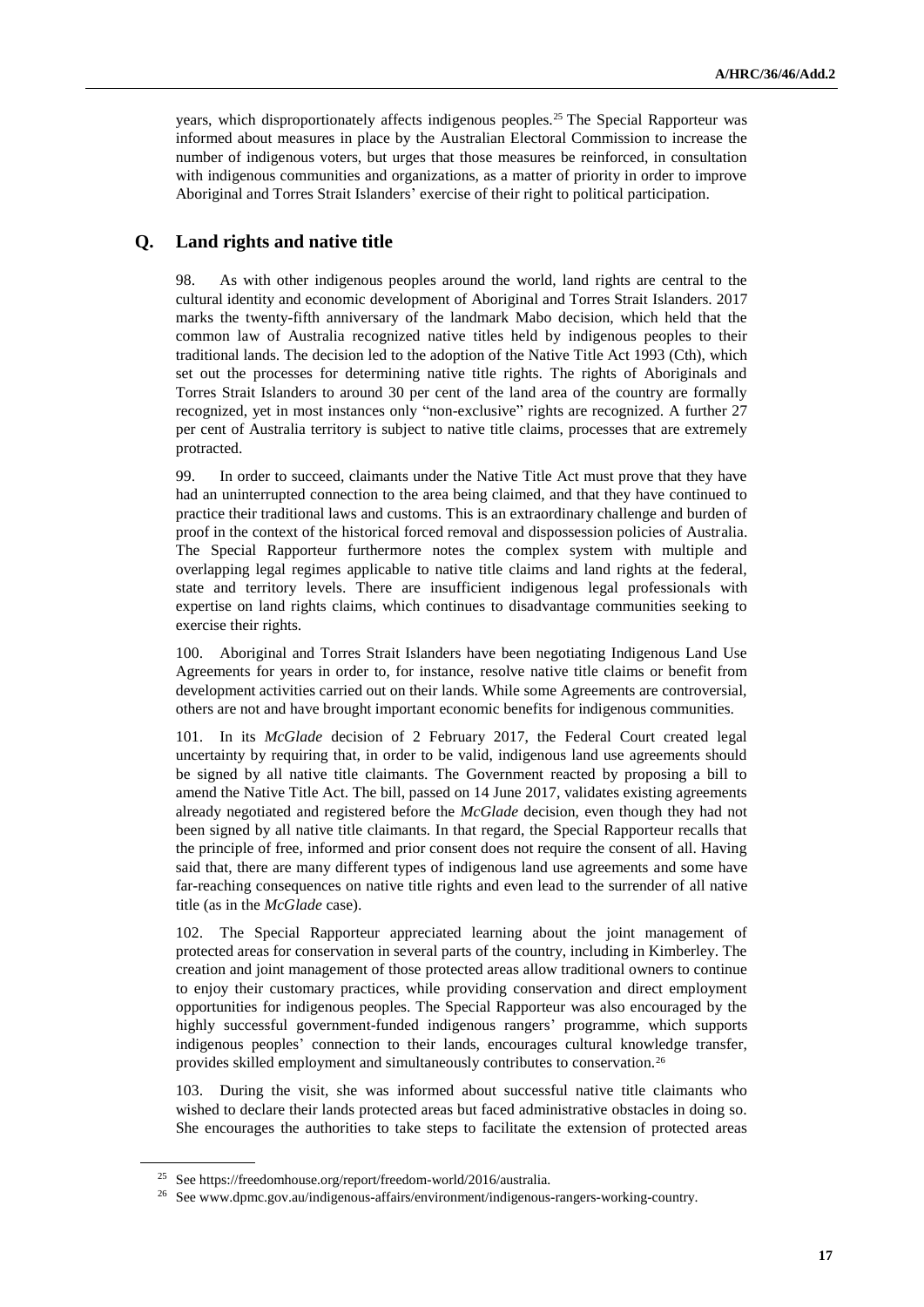years, which disproportionately affects indigenous peoples.[25] The Special Rapporteur was informed about measures in place by the Australian Electoral Commission to increase the number of indigenous voters, but urges that those measures be reinforced, in consultation with indigenous communities and organizations, as a matter of priority in order to improve Aboriginal and Torres Strait Islanders' exercise of their right to political participation.

## Q. Land rights and native title

98. As with other indigenous peoples around the world, land rights are central to the cultural identity and economic development of Aboriginal and Torres Strait Islanders. 2017 marks the twenty-fifth anniversary of the landmark Mabo decision, which held that the common law of Australia recognized native titles held by indigenous peoples to their traditional lands. The decision led to the adoption of the Native Title Act 1993 (Cth), which set out the processes for determining native title rights. The rights of Aboriginals and Torres Strait Islanders to around 30 per cent of the land area of the country are formally recognized, yet in most instances only "non-exclusive" rights are recognized. A further 27 per cent of Australia territory is subject to native title claims, processes that are extremely protracted.

99. In order to succeed, claimants under the Native Title Act must prove that they have had an uninterrupted connection to the area being claimed, and that they have continued to practice their traditional laws and customs. This is an extraordinary challenge and burden of proof in the context of the historical forced removal and dispossession policies of Australia. The Special Rapporteur furthermore notes the complex system with multiple and overlapping legal regimes applicable to native title claims and land rights at the federal, state and territory levels. There are insufficient indigenous legal professionals with expertise on land rights claims, which continues to disadvantage communities seeking to exercise their rights.

100. Aboriginal and Torres Strait Islanders have been negotiating Indigenous Land Use Agreements for years in order to, for instance, resolve native title claims or benefit from development activities carried out on their lands. While some Agreements are controversial, others are not and have brought important economic benefits for indigenous communities.

101. In its *McGlade* decision of 2 February 2017, the Federal Court created legal uncertainty by requiring that, in order to be valid, indigenous land use agreements should be signed by all native title claimants. The Government reacted by proposing a bill to amend the Native Title Act. The bill, passed on 14 June 2017, validates existing agreements already negotiated and registered before the *McGlade* decision, even though they had not been signed by all native title claimants. In that regard, the Special Rapporteur recalls that the principle of free, informed and prior consent does not require the consent of all. Having said that, there are many different types of indigenous land use agreements and some have far-reaching consequences on native title rights and even lead to the surrender of all native title (as in the *McGlade* case).

102. The Special Rapporteur appreciated learning about the joint management of protected areas for conservation in several parts of the country, including in Kimberley. The creation and joint management of those protected areas allow traditional owners to continue to enjoy their customary practices, while providing conservation and direct employment opportunities for indigenous peoples. The Special Rapporteur was also encouraged by the highly successful government-funded indigenous rangers' programme, which supports indigenous peoples' connection to their lands, encourages cultural knowledge transfer, provides skilled employment and simultaneously contributes to conservation.[26]

103. During the visit, she was informed about successful native title claimants who wished to declare their lands protected areas but faced administrative obstacles in doing so. She encourages the authorities to take steps to facilitate the extension of protected areas

[25] See https://freedomhouse.org/report/freedom-world/2016/australia.

[26] See www.dpmc.gov.au/indigenous-affairs/environment/indigenous-rangers-working-country.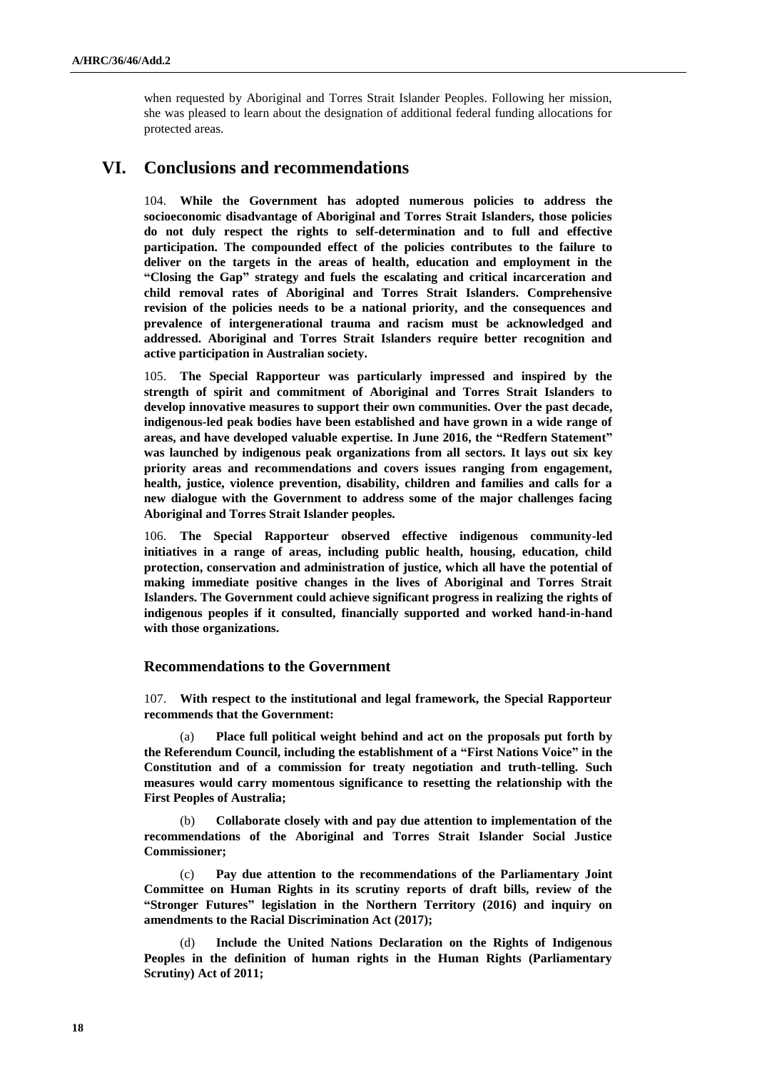when requested by Aboriginal and Torres Strait Islander Peoples. Following her mission, she was pleased to learn about the designation of additional federal funding allocations for protected areas.

# VI. Conclusions and recommendations

104. **While the Government has adopted numerous policies to address the socioeconomic disadvantage of Aboriginal and Torres Strait Islanders, those policies do not duly respect the rights to self-determination and to full and effective participation. The compounded effect of the policies contributes to the failure to deliver on the targets in the areas of health, education and employment in the "Closing the Gap" strategy and fuels the escalating and critical incarceration and child removal rates of Aboriginal and Torres Strait Islanders. Comprehensive revision of the policies needs to be a national priority, and the consequences and prevalence of intergenerational trauma and racism must be acknowledged and addressed. Aboriginal and Torres Strait Islanders require better recognition and active participation in Australian society.**

105. **The Special Rapporteur was particularly impressed and inspired by the strength of spirit and commitment of Aboriginal and Torres Strait Islanders to develop innovative measures to support their own communities. Over the past decade, indigenous-led peak bodies have been established and have grown in a wide range of areas, and have developed valuable expertise. In June 2016, the "Redfern Statement" was launched by indigenous peak organizations from all sectors. It lays out six key priority areas and recommendations and covers issues ranging from engagement, health, justice, violence prevention, disability, children and families and calls for a new dialogue with the Government to address some of the major challenges facing Aboriginal and Torres Strait Islander peoples.**

106. **The Special Rapporteur observed effective indigenous community-led initiatives in a range of areas, including public health, housing, education, child protection, conservation and administration of justice, which all have the potential of making immediate positive changes in the lives of Aboriginal and Torres Strait Islanders. The Government could achieve significant progress in realizing the rights of indigenous peoples if it consulted, financially supported and worked hand-in-hand with those organizations.**

## Recommendations to the Government

107. **With respect to the institutional and legal framework, the Special Rapporteur recommends that the Government:**

(a) **Place full political weight behind and act on the proposals put forth by the Referendum Council, including the establishment of a "First Nations Voice" in the Constitution and of a commission for treaty negotiation and truth-telling. Such measures would carry momentous significance to resetting the relationship with the First Peoples of Australia;**

(b) **Collaborate closely with and pay due attention to implementation of the recommendations of the Aboriginal and Torres Strait Islander Social Justice Commissioner;**

(c) **Pay due attention to the recommendations of the Parliamentary Joint Committee on Human Rights in its scrutiny reports of draft bills, review of the "Stronger Futures" legislation in the Northern Territory (2016) and inquiry on amendments to the Racial Discrimination Act (2017);**

(d) **Include the United Nations Declaration on the Rights of Indigenous Peoples in the definition of human rights in the Human Rights (Parliamentary Scrutiny) Act of 2011;**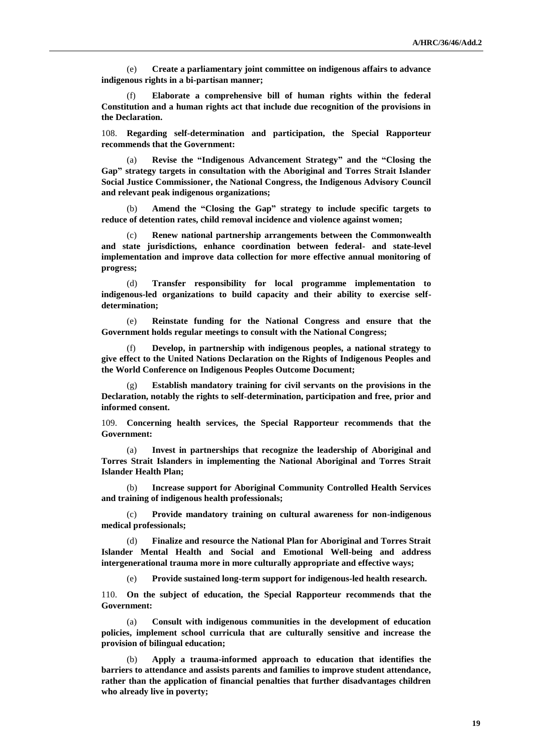(e) **Create a parliamentary joint committee on indigenous affairs to advance indigenous rights in a bi-partisan manner;**

(f) **Elaborate a comprehensive bill of human rights within the federal Constitution and a human rights act that include due recognition of the provisions in the Declaration.**

108. **Regarding self-determination and participation, the Special Rapporteur recommends that the Government:**

(a) **Revise the "Indigenous Advancement Strategy" and the "Closing the Gap" strategy targets in consultation with the Aboriginal and Torres Strait Islander Social Justice Commissioner, the National Congress, the Indigenous Advisory Council and relevant peak indigenous organizations;**

(b) **Amend the "Closing the Gap" strategy to include specific targets to reduce of detention rates, child removal incidence and violence against women;**

(c) **Renew national partnership arrangements between the Commonwealth and state jurisdictions, enhance coordination between federal- and state-level implementation and improve data collection for more effective annual monitoring of progress;**

(d) **Transfer responsibility for local programme implementation to indigenous-led organizations to build capacity and their ability to exercise self-determination;**

(e) **Reinstate funding for the National Congress and ensure that the Government holds regular meetings to consult with the National Congress;**

(f) **Develop, in partnership with indigenous peoples, a national strategy to give effect to the United Nations Declaration on the Rights of Indigenous Peoples and the World Conference on Indigenous Peoples Outcome Document;**

(g) **Establish mandatory training for civil servants on the provisions in the Declaration, notably the rights to self-determination, participation and free, prior and informed consent.**

109. **Concerning health services, the Special Rapporteur recommends that the Government:**

(a) **Invest in partnerships that recognize the leadership of Aboriginal and Torres Strait Islanders in implementing the National Aboriginal and Torres Strait Islander Health Plan;**

(b) **Increase support for Aboriginal Community Controlled Health Services and training of indigenous health professionals;**

(c) **Provide mandatory training on cultural awareness for non-indigenous medical professionals;**

(d) **Finalize and resource the National Plan for Aboriginal and Torres Strait Islander Mental Health and Social and Emotional Well-being and address intergenerational trauma more in more culturally appropriate and effective ways;**

(e) **Provide sustained long-term support for indigenous-led health research.**

110. **On the subject of education, the Special Rapporteur recommends that the Government:**

(a) **Consult with indigenous communities in the development of education policies, implement school curricula that are culturally sensitive and increase the provision of bilingual education;**

(b) **Apply a trauma-informed approach to education that identifies the barriers to attendance and assists parents and families to improve student attendance, rather than the application of financial penalties that further disadvantages children who already live in poverty;**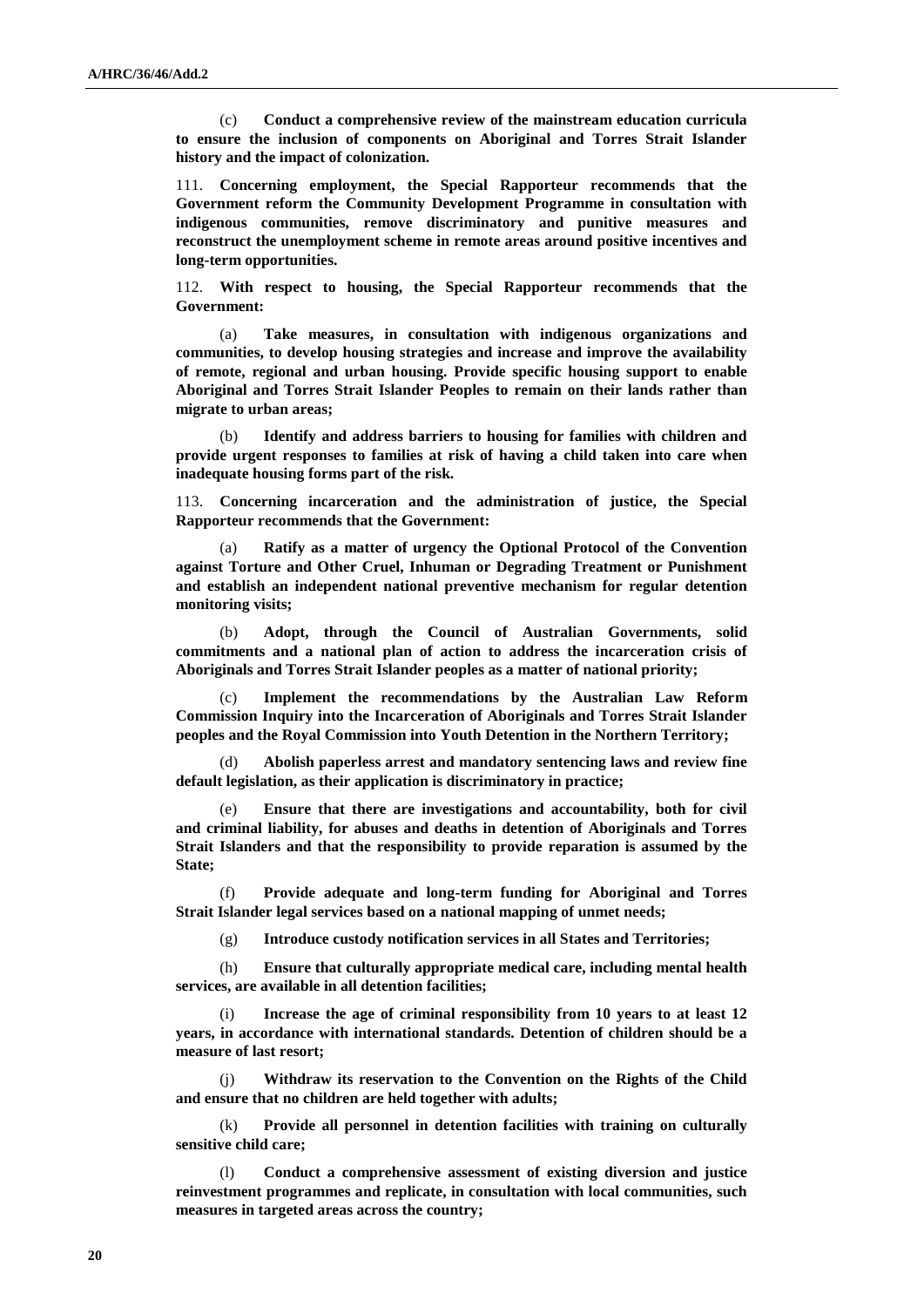(c) **Conduct a comprehensive review of the mainstream education curricula to ensure the inclusion of components on Aboriginal and Torres Strait Islander history and the impact of colonization.**

111. **Concerning employment, the Special Rapporteur recommends that the Government reform the Community Development Programme in consultation with indigenous communities, remove discriminatory and punitive measures and reconstruct the unemployment scheme in remote areas around positive incentives and long-term opportunities.**

112. **With respect to housing, the Special Rapporteur recommends that the Government:**

(a) **Take measures, in consultation with indigenous organizations and communities, to develop housing strategies and increase and improve the availability of remote, regional and urban housing. Provide specific housing support to enable Aboriginal and Torres Strait Islander Peoples to remain on their lands rather than migrate to urban areas;**

(b) **Identify and address barriers to housing for families with children and provide urgent responses to families at risk of having a child taken into care when inadequate housing forms part of the risk.**

113. **Concerning incarceration and the administration of justice, the Special Rapporteur recommends that the Government:**

(a) **Ratify as a matter of urgency the Optional Protocol of the Convention against Torture and Other Cruel, Inhuman or Degrading Treatment or Punishment and establish an independent national preventive mechanism for regular detention monitoring visits;**

(b) **Adopt, through the Council of Australian Governments, solid commitments and a national plan of action to address the incarceration crisis of Aboriginals and Torres Strait Islander peoples as a matter of national priority;**

(c) **Implement the recommendations by the Australian Law Reform Commission Inquiry into the Incarceration of Aboriginals and Torres Strait Islander peoples and the Royal Commission into Youth Detention in the Northern Territory;**

(d) **Abolish paperless arrest and mandatory sentencing laws and review fine default legislation, as their application is discriminatory in practice;**

(e) **Ensure that there are investigations and accountability, both for civil and criminal liability, for abuses and deaths in detention of Aboriginals and Torres Strait Islanders and that the responsibility to provide reparation is assumed by the State;**

(f) **Provide adequate and long-term funding for Aboriginal and Torres Strait Islander legal services based on a national mapping of unmet needs;**

(g) **Introduce custody notification services in all States and Territories;**

(h) **Ensure that culturally appropriate medical care, including mental health services, are available in all detention facilities;**

(i) **Increase the age of criminal responsibility from 10 years to at least 12 years, in accordance with international standards. Detention of children should be a measure of last resort;**

(j) **Withdraw its reservation to the Convention on the Rights of the Child and ensure that no children are held together with adults;**

(k) **Provide all personnel in detention facilities with training on culturally sensitive child care;**

(l) **Conduct a comprehensive assessment of existing diversion and justice reinvestment programmes and replicate, in consultation with local communities, such measures in targeted areas across the country;**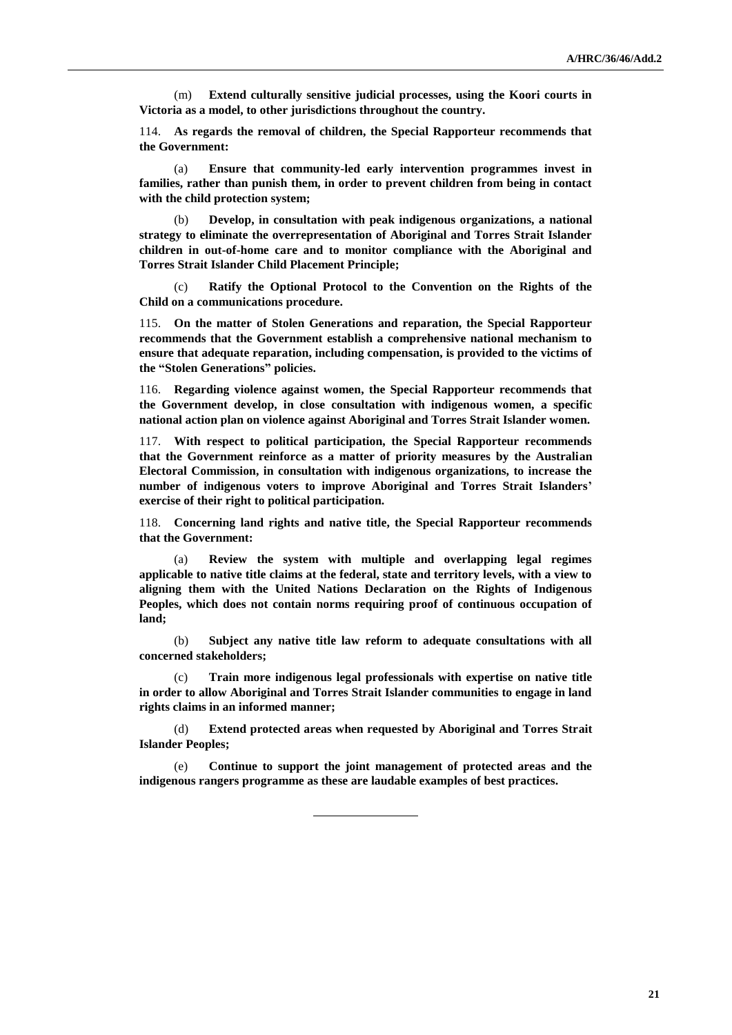(m) **Extend culturally sensitive judicial processes, using the Koori courts in Victoria as a model, to other jurisdictions throughout the country.**

114. **As regards the removal of children, the Special Rapporteur recommends that the Government:**

(a) **Ensure that community-led early intervention programmes invest in families, rather than punish them, in order to prevent children from being in contact with the child protection system;**

(b) **Develop, in consultation with peak indigenous organizations, a national strategy to eliminate the overrepresentation of Aboriginal and Torres Strait Islander children in out-of-home care and to monitor compliance with the Aboriginal and Torres Strait Islander Child Placement Principle;**

(c) **Ratify the Optional Protocol to the Convention on the Rights of the Child on a communications procedure.**

115. **On the matter of Stolen Generations and reparation, the Special Rapporteur recommends that the Government establish a comprehensive national mechanism to ensure that adequate reparation, including compensation, is provided to the victims of the "Stolen Generations" policies.**

116. **Regarding violence against women, the Special Rapporteur recommends that the Government develop, in close consultation with indigenous women, a specific national action plan on violence against Aboriginal and Torres Strait Islander women.**

117. **With respect to political participation, the Special Rapporteur recommends that the Government reinforce as a matter of priority measures by the Australian Electoral Commission, in consultation with indigenous organizations, to increase the number of indigenous voters to improve Aboriginal and Torres Strait Islanders' exercise of their right to political participation.**

118. **Concerning land rights and native title, the Special Rapporteur recommends that the Government:**

(a) **Review the system with multiple and overlapping legal regimes applicable to native title claims at the federal, state and territory levels, with a view to aligning them with the United Nations Declaration on the Rights of Indigenous Peoples, which does not contain norms requiring proof of continuous occupation of land;**

(b) **Subject any native title law reform to adequate consultations with all concerned stakeholders;**

(c) **Train more indigenous legal professionals with expertise on native title in order to allow Aboriginal and Torres Strait Islander communities to engage in land rights claims in an informed manner;**

(d) **Extend protected areas when requested by Aboriginal and Torres Strait Islander Peoples;**

(e) **Continue to support the joint management of protected areas and the indigenous rangers programme as these are laudable examples of best practices.**